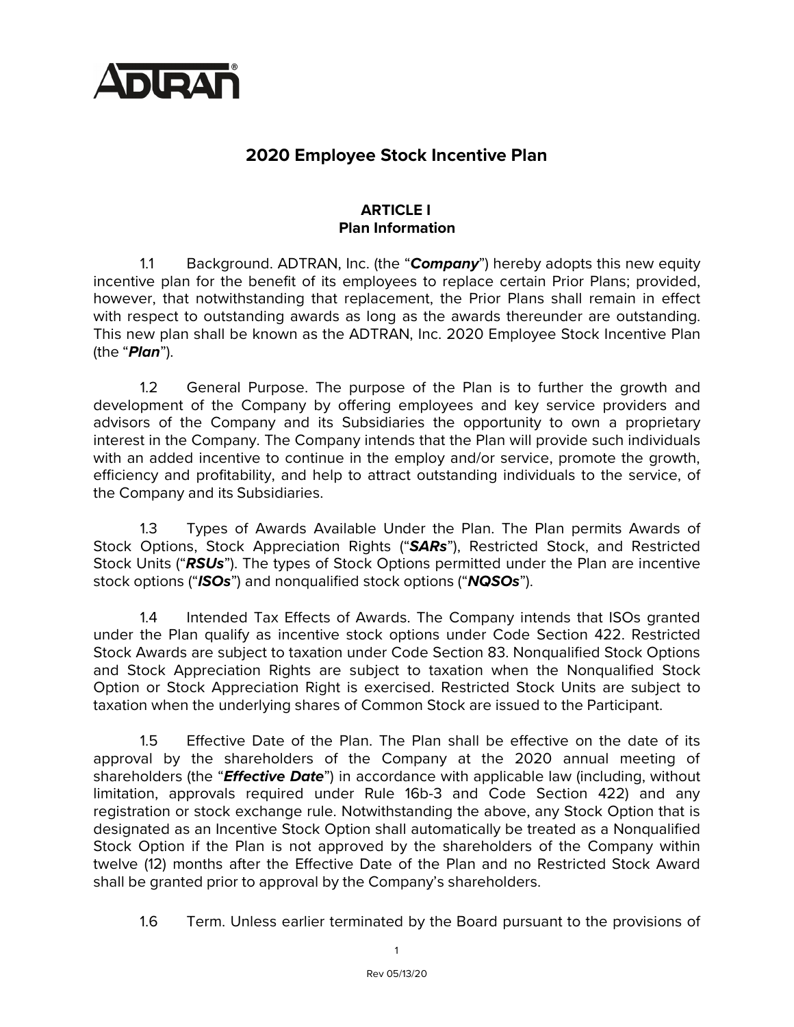ADTRAN®

# 2020 Employee Stock Incentive Plan

## ARTICLE I
## Plan Information

1.1 Background. ADTRAN, Inc. (the "***Company***") hereby adopts this new equity incentive plan for the benefit of its employees to replace certain Prior Plans; provided, however, that notwithstanding that replacement, the Prior Plans shall remain in effect with respect to outstanding awards as long as the awards thereunder are outstanding. This new plan shall be known as the ADTRAN, Inc. 2020 Employee Stock Incentive Plan (the "***Plan***").

1.2 General Purpose. The purpose of the Plan is to further the growth and development of the Company by offering employees and key service providers and advisors of the Company and its Subsidiaries the opportunity to own a proprietary interest in the Company. The Company intends that the Plan will provide such individuals with an added incentive to continue in the employ and/or service, promote the growth, efficiency and profitability, and help to attract outstanding individuals to the service, of the Company and its Subsidiaries.

1.3 Types of Awards Available Under the Plan. The Plan permits Awards of Stock Options, Stock Appreciation Rights ("***SARs***"), Restricted Stock, and Restricted Stock Units ("***RSUs***"). The types of Stock Options permitted under the Plan are incentive stock options ("***ISOs***") and nonqualified stock options ("***NQSOs***").

1.4 Intended Tax Effects of Awards. The Company intends that ISOs granted under the Plan qualify as incentive stock options under Code Section 422. Restricted Stock Awards are subject to taxation under Code Section 83. Nonqualified Stock Options and Stock Appreciation Rights are subject to taxation when the Nonqualified Stock Option or Stock Appreciation Right is exercised. Restricted Stock Units are subject to taxation when the underlying shares of Common Stock are issued to the Participant.

1.5 Effective Date of the Plan. The Plan shall be effective on the date of its approval by the shareholders of the Company at the 2020 annual meeting of shareholders (the "***Effective Date***") in accordance with applicable law (including, without limitation, approvals required under Rule 16b-3 and Code Section 422) and any registration or stock exchange rule. Notwithstanding the above, any Stock Option that is designated as an Incentive Stock Option shall automatically be treated as a Nonqualified Stock Option if the Plan is not approved by the shareholders of the Company within twelve (12) months after the Effective Date of the Plan and no Restricted Stock Award shall be granted prior to approval by the Company's shareholders.

1.6 Term. Unless earlier terminated by the Board pursuant to the provisions of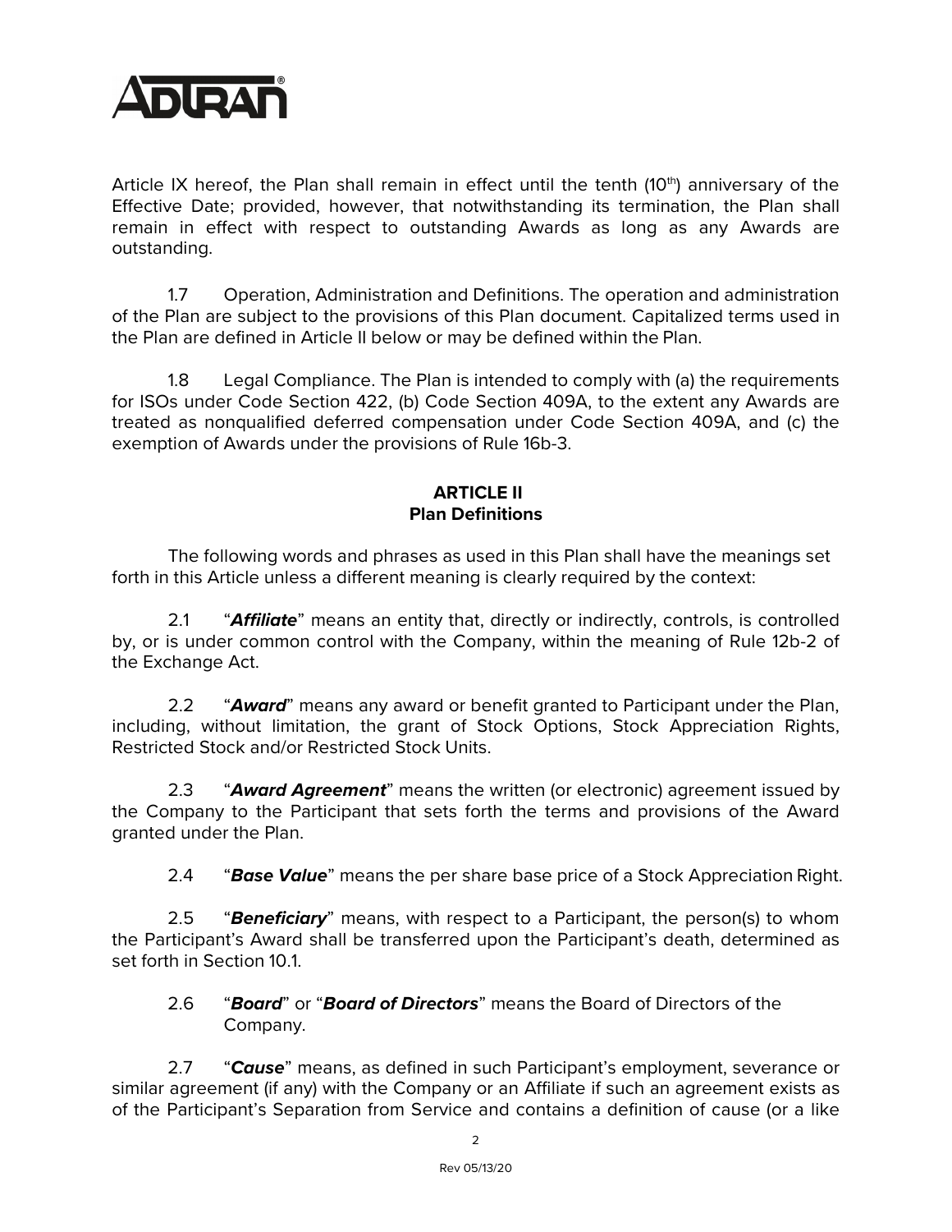Article IX hereof, the Plan shall remain in effect until the tenth (10th) anniversary of the Effective Date; provided, however, that notwithstanding its termination, the Plan shall remain in effect with respect to outstanding Awards as long as any Awards are outstanding.

1.7 Operation, Administration and Definitions. The operation and administration of the Plan are subject to the provisions of this Plan document. Capitalized terms used in the Plan are defined in Article II below or may be defined within the Plan.

1.8 Legal Compliance. The Plan is intended to comply with (a) the requirements for ISOs under Code Section 422, (b) Code Section 409A, to the extent any Awards are treated as nonqualified deferred compensation under Code Section 409A, and (c) the exemption of Awards under the provisions of Rule 16b-3.

## ARTICLE II
## Plan Definitions

The following words and phrases as used in this Plan shall have the meanings set forth in this Article unless a different meaning is clearly required by the context:

2.1 "***Affiliate***" means an entity that, directly or indirectly, controls, is controlled by, or is under common control with the Company, within the meaning of Rule 12b-2 of the Exchange Act.

2.2 "***Award***" means any award or benefit granted to Participant under the Plan, including, without limitation, the grant of Stock Options, Stock Appreciation Rights, Restricted Stock and/or Restricted Stock Units.

2.3 "***Award Agreement***" means the written (or electronic) agreement issued by the Company to the Participant that sets forth the terms and provisions of the Award granted under the Plan.

2.4 "***Base Value***" means the per share base price of a Stock Appreciation Right.

2.5 "***Beneficiary***" means, with respect to a Participant, the person(s) to whom the Participant's Award shall be transferred upon the Participant's death, determined as set forth in Section 10.1.

2.6 "***Board***" or "***Board of Directors***" means the Board of Directors of the Company.

2.7 "***Cause***" means, as defined in such Participant's employment, severance or similar agreement (if any) with the Company or an Affiliate if such an agreement exists as of the Participant's Separation from Service and contains a definition of cause (or a like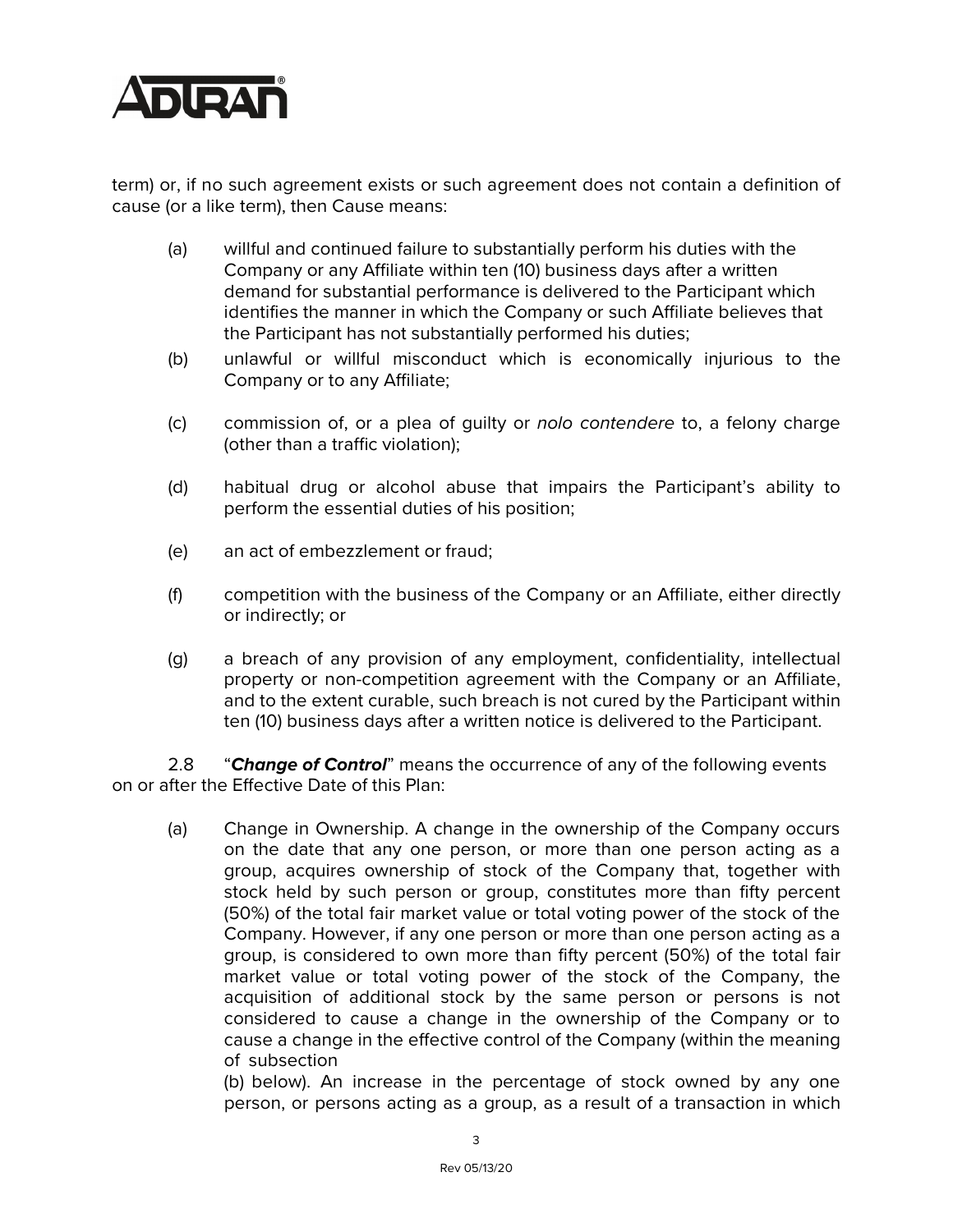term) or, if no such agreement exists or such agreement does not contain a definition of cause (or a like term), then Cause means:

(a) willful and continued failure to substantially perform his duties with the Company or any Affiliate within ten (10) business days after a written demand for substantial performance is delivered to the Participant which identifies the manner in which the Company or such Affiliate believes that the Participant has not substantially performed his duties;

(b) unlawful or willful misconduct which is economically injurious to the Company or to any Affiliate;

(c) commission of, or a plea of guilty or *nolo contendere* to, a felony charge (other than a traffic violation);

(d) habitual drug or alcohol abuse that impairs the Participant's ability to perform the essential duties of his position;

(e) an act of embezzlement or fraud;

(f) competition with the business of the Company or an Affiliate, either directly or indirectly; or

(g) a breach of any provision of any employment, confidentiality, intellectual property or non-competition agreement with the Company or an Affiliate, and to the extent curable, such breach is not cured by the Participant within ten (10) business days after a written notice is delivered to the Participant.

2.8 "***Change of Control***" means the occurrence of any of the following events on or after the Effective Date of this Plan:

(a) Change in Ownership. A change in the ownership of the Company occurs on the date that any one person, or more than one person acting as a group, acquires ownership of stock of the Company that, together with stock held by such person or group, constitutes more than fifty percent (50%) of the total fair market value or total voting power of the stock of the Company. However, if any one person or more than one person acting as a group, is considered to own more than fifty percent (50%) of the total fair market value or total voting power of the stock of the Company, the acquisition of additional stock by the same person or persons is not considered to cause a change in the ownership of the Company or to cause a change in the effective control of the Company (within the meaning of subsection (b) below). An increase in the percentage of stock owned by any one person, or persons acting as a group, as a result of a transaction in which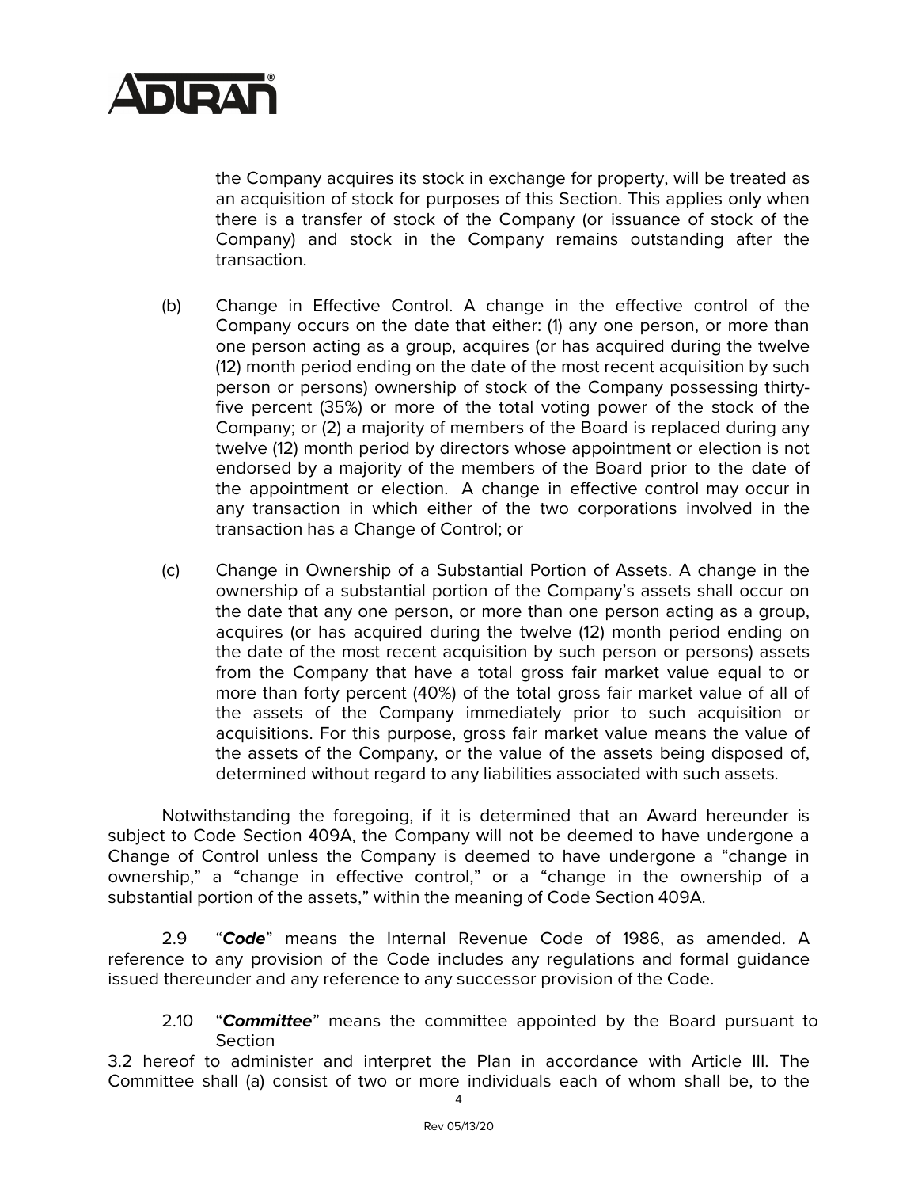the Company acquires its stock in exchange for property, will be treated as an acquisition of stock for purposes of this Section. This applies only when there is a transfer of stock of the Company (or issuance of stock of the Company) and stock in the Company remains outstanding after the transaction.

(b) Change in Effective Control. A change in the effective control of the Company occurs on the date that either: (1) any one person, or more than one person acting as a group, acquires (or has acquired during the twelve (12) month period ending on the date of the most recent acquisition by such person or persons) ownership of stock of the Company possessing thirty-five percent (35%) or more of the total voting power of the stock of the Company; or (2) a majority of members of the Board is replaced during any twelve (12) month period by directors whose appointment or election is not endorsed by a majority of the members of the Board prior to the date of the appointment or election. A change in effective control may occur in any transaction in which either of the two corporations involved in the transaction has a Change of Control; or

(c) Change in Ownership of a Substantial Portion of Assets. A change in the ownership of a substantial portion of the Company's assets shall occur on the date that any one person, or more than one person acting as a group, acquires (or has acquired during the twelve (12) month period ending on the date of the most recent acquisition by such person or persons) assets from the Company that have a total gross fair market value equal to or more than forty percent (40%) of the total gross fair market value of all of the assets of the Company immediately prior to such acquisition or acquisitions. For this purpose, gross fair market value means the value of the assets of the Company, or the value of the assets being disposed of, determined without regard to any liabilities associated with such assets.

Notwithstanding the foregoing, if it is determined that an Award hereunder is subject to Code Section 409A, the Company will not be deemed to have undergone a Change of Control unless the Company is deemed to have undergone a "change in ownership," a "change in effective control," or a "change in the ownership of a substantial portion of the assets," within the meaning of Code Section 409A.

2.9 "***Code***" means the Internal Revenue Code of 1986, as amended. A reference to any provision of the Code includes any regulations and formal guidance issued thereunder and any reference to any successor provision of the Code.

2.10 "***Committee***" means the committee appointed by the Board pursuant to Section 3.2 hereof to administer and interpret the Plan in accordance with Article III. The Committee shall (a) consist of two or more individuals each of whom shall be, to the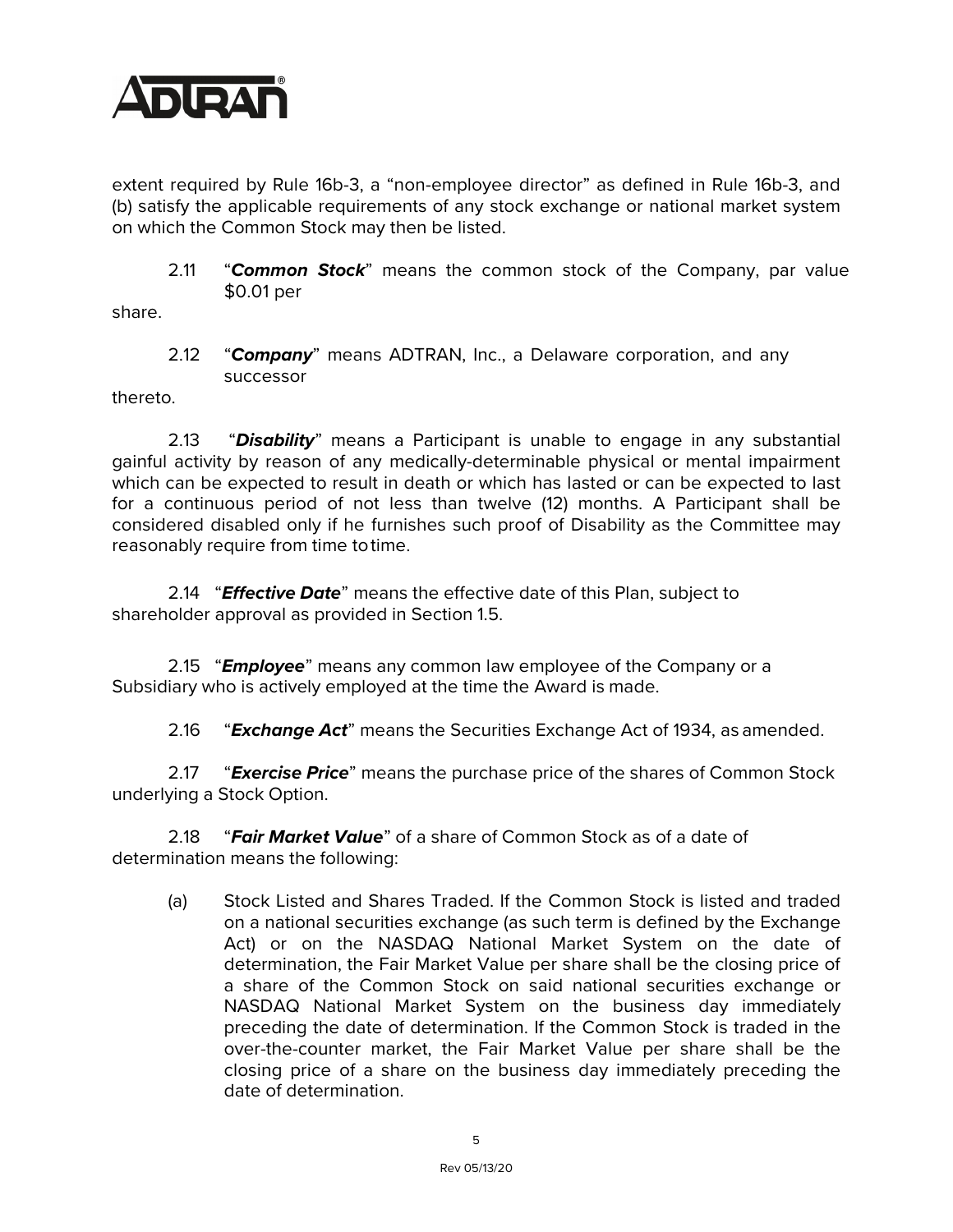extent required by Rule 16b-3, a "non-employee director" as defined in Rule 16b-3, and (b) satisfy the applicable requirements of any stock exchange or national market system on which the Common Stock may then be listed.

2.11 "***Common Stock***" means the common stock of the Company, par value $0.01 per share.

2.12 "***Company***" means ADTRAN, Inc., a Delaware corporation, and any successor thereto.

2.13 "***Disability***" means a Participant is unable to engage in any substantial gainful activity by reason of any medically-determinable physical or mental impairment which can be expected to result in death or which has lasted or can be expected to last for a continuous period of not less than twelve (12) months. A Participant shall be considered disabled only if he furnishes such proof of Disability as the Committee may reasonably require from time to time.

2.14 "***Effective Date***" means the effective date of this Plan, subject to shareholder approval as provided in Section 1.5.

2.15 "***Employee***" means any common law employee of the Company or a Subsidiary who is actively employed at the time the Award is made.

2.16 "***Exchange Act***" means the Securities Exchange Act of 1934, as amended.

2.17 "***Exercise Price***" means the purchase price of the shares of Common Stock underlying a Stock Option.

2.18 "***Fair Market Value***" of a share of Common Stock as of a date of determination means the following:

(a) Stock Listed and Shares Traded. If the Common Stock is listed and traded on a national securities exchange (as such term is defined by the Exchange Act) or on the NASDAQ National Market System on the date of determination, the Fair Market Value per share shall be the closing price of a share of the Common Stock on said national securities exchange or NASDAQ National Market System on the business day immediately preceding the date of determination. If the Common Stock is traded in the over-the-counter market, the Fair Market Value per share shall be the closing price of a share on the business day immediately preceding the date of determination.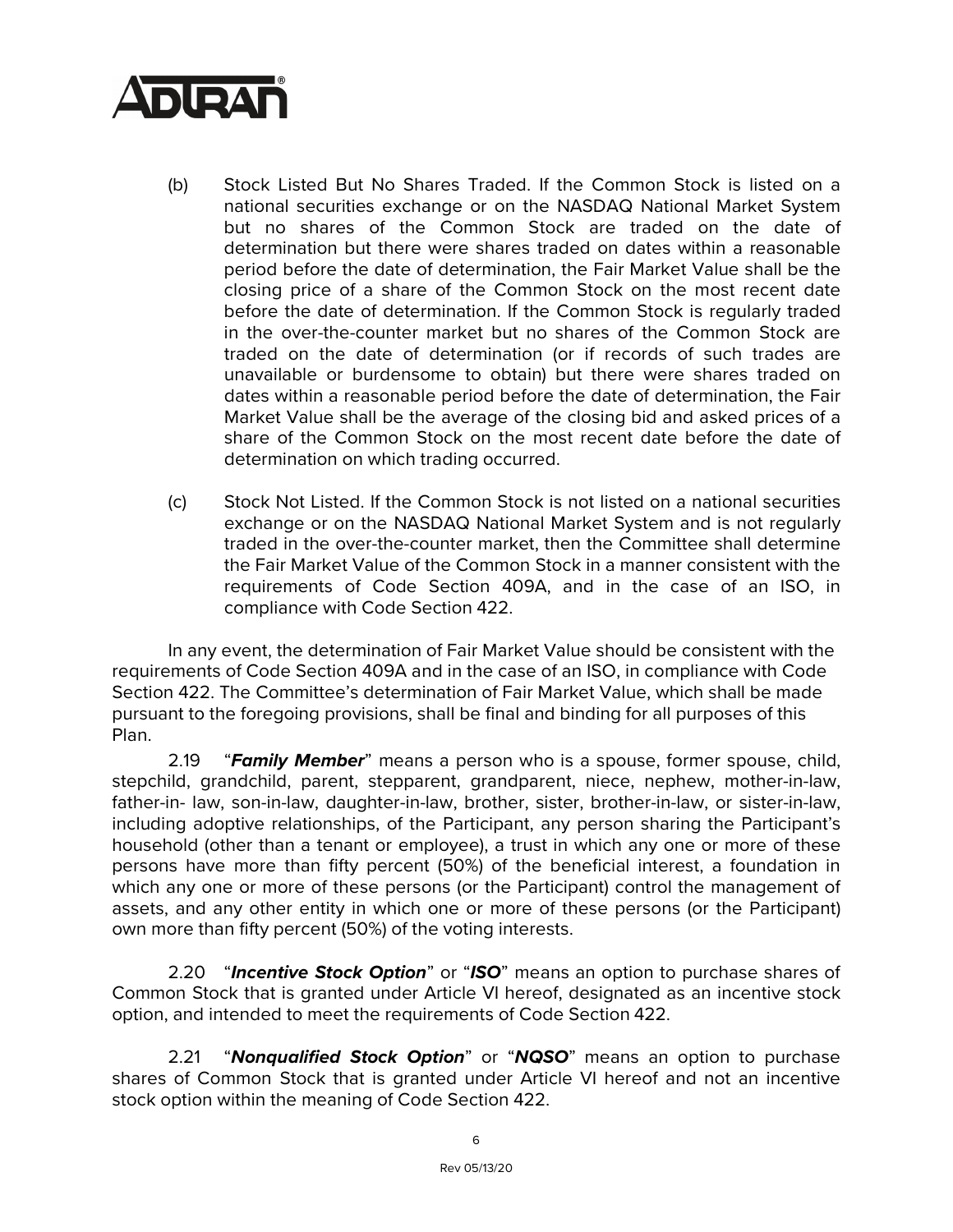(b) Stock Listed But No Shares Traded. If the Common Stock is listed on a national securities exchange or on the NASDAQ National Market System but no shares of the Common Stock are traded on the date of determination but there were shares traded on dates within a reasonable period before the date of determination, the Fair Market Value shall be the closing price of a share of the Common Stock on the most recent date before the date of determination. If the Common Stock is regularly traded in the over-the-counter market but no shares of the Common Stock are traded on the date of determination (or if records of such trades are unavailable or burdensome to obtain) but there were shares traded on dates within a reasonable period before the date of determination, the Fair Market Value shall be the average of the closing bid and asked prices of a share of the Common Stock on the most recent date before the date of determination on which trading occurred.

(c) Stock Not Listed. If the Common Stock is not listed on a national securities exchange or on the NASDAQ National Market System and is not regularly traded in the over-the-counter market, then the Committee shall determine the Fair Market Value of the Common Stock in a manner consistent with the requirements of Code Section 409A, and in the case of an ISO, in compliance with Code Section 422.

In any event, the determination of Fair Market Value should be consistent with the requirements of Code Section 409A and in the case of an ISO, in compliance with Code Section 422. The Committee's determination of Fair Market Value, which shall be made pursuant to the foregoing provisions, shall be final and binding for all purposes of this Plan.

2.19 "***Family Member***" means a person who is a spouse, former spouse, child, stepchild, grandchild, parent, stepparent, grandparent, niece, nephew, mother-in-law, father-in- law, son-in-law, daughter-in-law, brother, sister, brother-in-law, or sister-in-law, including adoptive relationships, of the Participant, any person sharing the Participant's household (other than a tenant or employee), a trust in which any one or more of these persons have more than fifty percent (50%) of the beneficial interest, a foundation in which any one or more of these persons (or the Participant) control the management of assets, and any other entity in which one or more of these persons (or the Participant) own more than fifty percent (50%) of the voting interests.

2.20 "***Incentive Stock Option***" or "***ISO***" means an option to purchase shares of Common Stock that is granted under Article VI hereof, designated as an incentive stock option, and intended to meet the requirements of Code Section 422.

2.21 "***Nonqualified Stock Option***" or "***NQSO***" means an option to purchase shares of Common Stock that is granted under Article VI hereof and not an incentive stock option within the meaning of Code Section 422.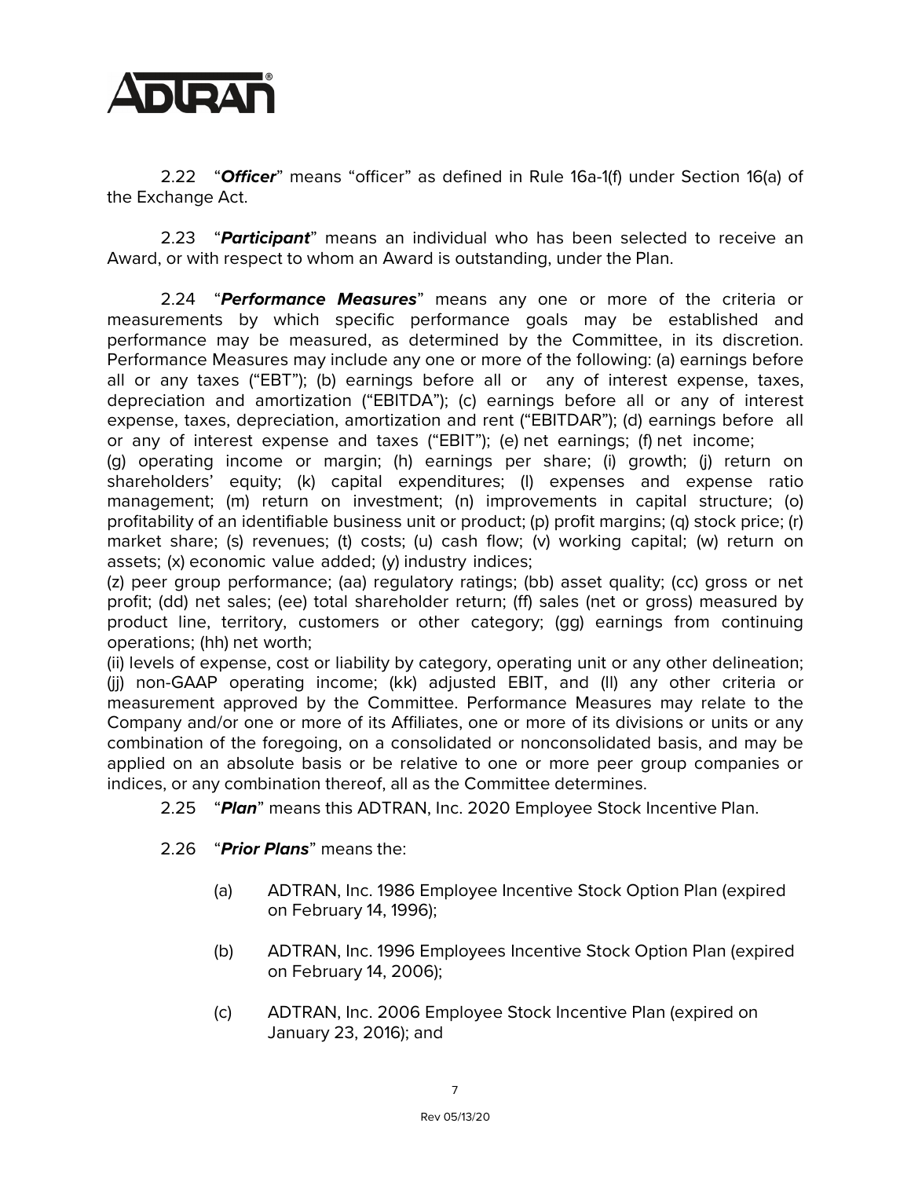2.22 "***Officer***" means "officer" as defined in Rule 16a-1(f) under Section 16(a) of the Exchange Act.

2.23 "***Participant***" means an individual who has been selected to receive an Award, or with respect to whom an Award is outstanding, under the Plan.

2.24 "***Performance Measures***" means any one or more of the criteria or measurements by which specific performance goals may be established and performance may be measured, as determined by the Committee, in its discretion. Performance Measures may include any one or more of the following: (a) earnings before all or any taxes ("EBT"); (b) earnings before all or any of interest expense, taxes, depreciation and amortization ("EBITDA"); (c) earnings before all or any of interest expense, taxes, depreciation, amortization and rent ("EBITDAR"); (d) earnings before all or any of interest expense and taxes ("EBIT"); (e) net earnings; (f) net income; (g) operating income or margin; (h) earnings per share; (i) growth; (j) return on shareholders' equity; (k) capital expenditures; (l) expenses and expense ratio management; (m) return on investment; (n) improvements in capital structure; (o) profitability of an identifiable business unit or product; (p) profit margins; (q) stock price; (r) market share; (s) revenues; (t) costs; (u) cash flow; (v) working capital; (w) return on assets; (x) economic value added; (y) industry indices; (z) peer group performance; (aa) regulatory ratings; (bb) asset quality; (cc) gross or net profit; (dd) net sales; (ee) total shareholder return; (ff) sales (net or gross) measured by product line, territory, customers or other category; (gg) earnings from continuing operations; (hh) net worth; (ii) levels of expense, cost or liability by category, operating unit or any other delineation; (jj) non-GAAP operating income; (kk) adjusted EBIT, and (ll) any other criteria or measurement approved by the Committee. Performance Measures may relate to the Company and/or one or more of its Affiliates, one or more of its divisions or units or any combination of the foregoing, on a consolidated or nonconsolidated basis, and may be applied on an absolute basis or be relative to one or more peer group companies or indices, or any combination thereof, all as the Committee determines.

2.25 "***Plan***" means this ADTRAN, Inc. 2020 Employee Stock Incentive Plan.

2.26 "***Prior Plans***" means the:

(a) ADTRAN, Inc. 1986 Employee Incentive Stock Option Plan (expired on February 14, 1996);

(b) ADTRAN, Inc. 1996 Employees Incentive Stock Option Plan (expired on February 14, 2006);

(c) ADTRAN, Inc. 2006 Employee Stock Incentive Plan (expired on January 23, 2016); and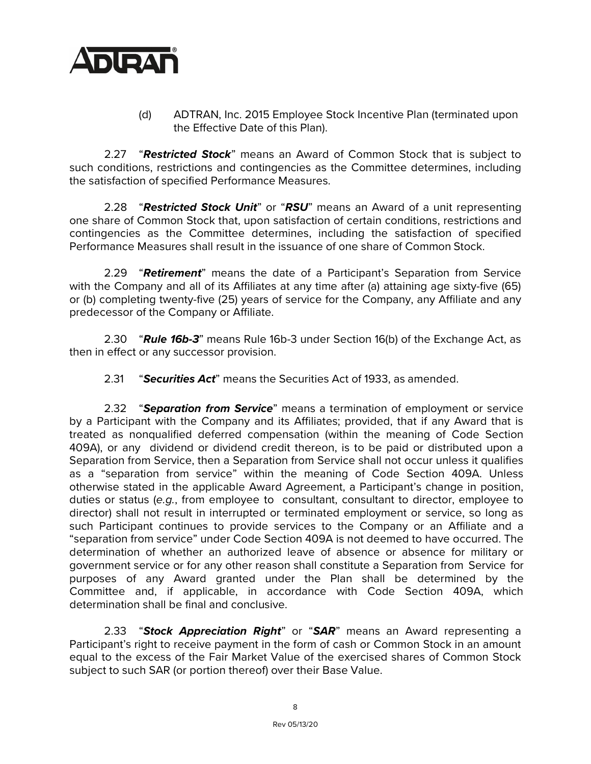(d) ADTRAN, Inc. 2015 Employee Stock Incentive Plan (terminated upon the Effective Date of this Plan).

2.27 "***Restricted Stock***" means an Award of Common Stock that is subject to such conditions, restrictions and contingencies as the Committee determines, including the satisfaction of specified Performance Measures.

2.28 "***Restricted Stock Unit***" or "***RSU***" means an Award of a unit representing one share of Common Stock that, upon satisfaction of certain conditions, restrictions and contingencies as the Committee determines, including the satisfaction of specified Performance Measures shall result in the issuance of one share of Common Stock.

2.29 "***Retirement***" means the date of a Participant's Separation from Service with the Company and all of its Affiliates at any time after (a) attaining age sixty-five (65) or (b) completing twenty-five (25) years of service for the Company, any Affiliate and any predecessor of the Company or Affiliate.

2.30 "***Rule 16b-3***" means Rule 16b-3 under Section 16(b) of the Exchange Act, as then in effect or any successor provision.

2.31 "***Securities Act***" means the Securities Act of 1933, as amended.

2.32 "***Separation from Service***" means a termination of employment or service by a Participant with the Company and its Affiliates; provided, that if any Award that is treated as nonqualified deferred compensation (within the meaning of Code Section 409A), or any dividend or dividend credit thereon, is to be paid or distributed upon a Separation from Service, then a Separation from Service shall not occur unless it qualifies as a "separation from service" within the meaning of Code Section 409A. Unless otherwise stated in the applicable Award Agreement, a Participant's change in position, duties or status (*e.g.*, from employee to consultant, consultant to director, employee to director) shall not result in interrupted or terminated employment or service, so long as such Participant continues to provide services to the Company or an Affiliate and a "separation from service" under Code Section 409A is not deemed to have occurred. The determination of whether an authorized leave of absence or absence for military or government service or for any other reason shall constitute a Separation from Service for purposes of any Award granted under the Plan shall be determined by the Committee and, if applicable, in accordance with Code Section 409A, which determination shall be final and conclusive.

2.33 "***Stock Appreciation Right***" or "***SAR***" means an Award representing a Participant's right to receive payment in the form of cash or Common Stock in an amount equal to the excess of the Fair Market Value of the exercised shares of Common Stock subject to such SAR (or portion thereof) over their Base Value.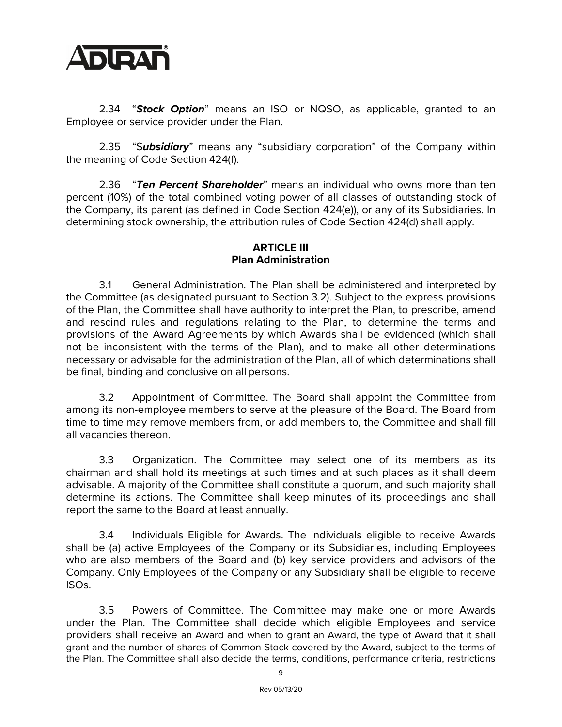2.34 "***Stock Option***" means an ISO or NQSO, as applicable, granted to an Employee or service provider under the Plan.

2.35 "S***ubsidiary***" means any "subsidiary corporation" of the Company within the meaning of Code Section 424(f).

2.36 "***Ten Percent Shareholder***" means an individual who owns more than ten percent (10%) of the total combined voting power of all classes of outstanding stock of the Company, its parent (as defined in Code Section 424(e)), or any of its Subsidiaries. In determining stock ownership, the attribution rules of Code Section 424(d) shall apply.

## ARTICLE III
## Plan Administration

3.1 General Administration. The Plan shall be administered and interpreted by the Committee (as designated pursuant to Section 3.2). Subject to the express provisions of the Plan, the Committee shall have authority to interpret the Plan, to prescribe, amend and rescind rules and regulations relating to the Plan, to determine the terms and provisions of the Award Agreements by which Awards shall be evidenced (which shall not be inconsistent with the terms of the Plan), and to make all other determinations necessary or advisable for the administration of the Plan, all of which determinations shall be final, binding and conclusive on all persons.

3.2 Appointment of Committee. The Board shall appoint the Committee from among its non-employee members to serve at the pleasure of the Board. The Board from time to time may remove members from, or add members to, the Committee and shall fill all vacancies thereon.

3.3 Organization. The Committee may select one of its members as its chairman and shall hold its meetings at such times and at such places as it shall deem advisable. A majority of the Committee shall constitute a quorum, and such majority shall determine its actions. The Committee shall keep minutes of its proceedings and shall report the same to the Board at least annually.

3.4 Individuals Eligible for Awards. The individuals eligible to receive Awards shall be (a) active Employees of the Company or its Subsidiaries, including Employees who are also members of the Board and (b) key service providers and advisors of the Company. Only Employees of the Company or any Subsidiary shall be eligible to receive ISOs.

3.5 Powers of Committee. The Committee may make one or more Awards under the Plan. The Committee shall decide which eligible Employees and service providers shall receive an Award and when to grant an Award, the type of Award that it shall grant and the number of shares of Common Stock covered by the Award, subject to the terms of the Plan. The Committee shall also decide the terms, conditions, performance criteria, restrictions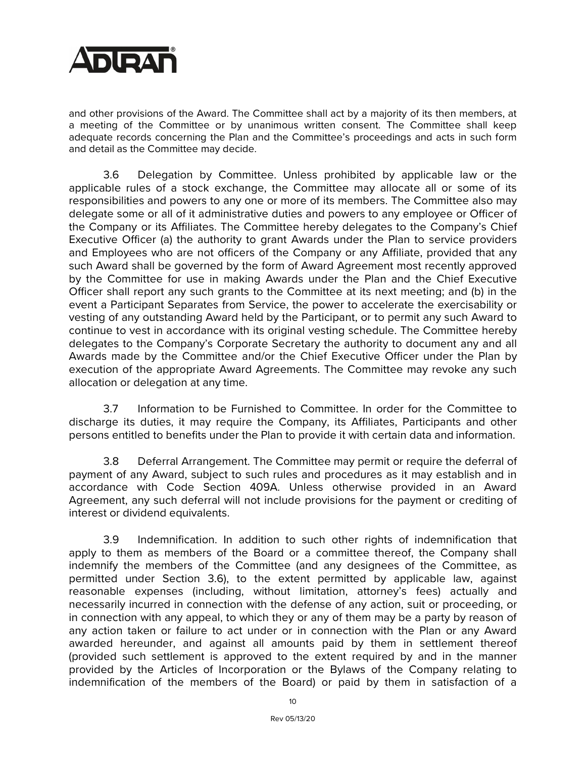and other provisions of the Award. The Committee shall act by a majority of its then members, at a meeting of the Committee or by unanimous written consent. The Committee shall keep adequate records concerning the Plan and the Committee's proceedings and acts in such form and detail as the Committee may decide.

3.6 Delegation by Committee. Unless prohibited by applicable law or the applicable rules of a stock exchange, the Committee may allocate all or some of its responsibilities and powers to any one or more of its members. The Committee also may delegate some or all of it administrative duties and powers to any employee or Officer of the Company or its Affiliates. The Committee hereby delegates to the Company's Chief Executive Officer (a) the authority to grant Awards under the Plan to service providers and Employees who are not officers of the Company or any Affiliate, provided that any such Award shall be governed by the form of Award Agreement most recently approved by the Committee for use in making Awards under the Plan and the Chief Executive Officer shall report any such grants to the Committee at its next meeting; and (b) in the event a Participant Separates from Service, the power to accelerate the exercisability or vesting of any outstanding Award held by the Participant, or to permit any such Award to continue to vest in accordance with its original vesting schedule. The Committee hereby delegates to the Company's Corporate Secretary the authority to document any and all Awards made by the Committee and/or the Chief Executive Officer under the Plan by execution of the appropriate Award Agreements. The Committee may revoke any such allocation or delegation at any time.

3.7 Information to be Furnished to Committee. In order for the Committee to discharge its duties, it may require the Company, its Affiliates, Participants and other persons entitled to benefits under the Plan to provide it with certain data and information.

3.8 Deferral Arrangement. The Committee may permit or require the deferral of payment of any Award, subject to such rules and procedures as it may establish and in accordance with Code Section 409A. Unless otherwise provided in an Award Agreement, any such deferral will not include provisions for the payment or crediting of interest or dividend equivalents.

3.9 Indemnification. In addition to such other rights of indemnification that apply to them as members of the Board or a committee thereof, the Company shall indemnify the members of the Committee (and any designees of the Committee, as permitted under Section 3.6), to the extent permitted by applicable law, against reasonable expenses (including, without limitation, attorney's fees) actually and necessarily incurred in connection with the defense of any action, suit or proceeding, or in connection with any appeal, to which they or any of them may be a party by reason of any action taken or failure to act under or in connection with the Plan or any Award awarded hereunder, and against all amounts paid by them in settlement thereof (provided such settlement is approved to the extent required by and in the manner provided by the Articles of Incorporation or the Bylaws of the Company relating to indemnification of the members of the Board) or paid by them in satisfaction of a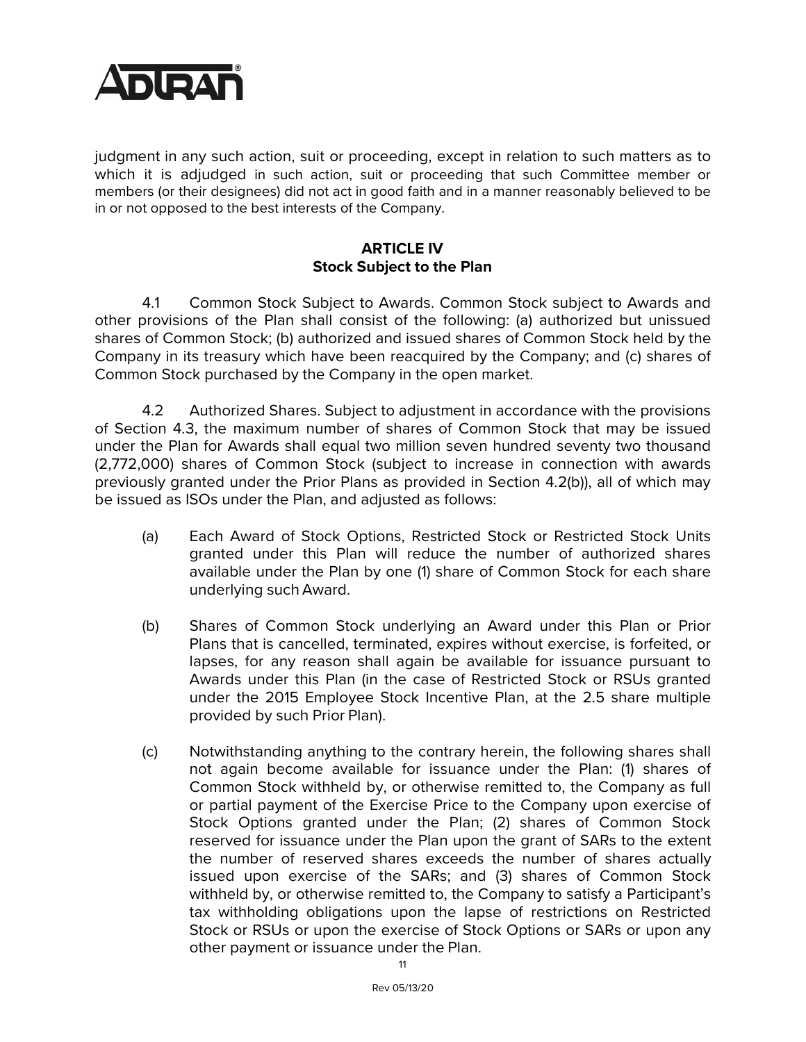judgment in any such action, suit or proceeding, except in relation to such matters as to which it is adjudged in such action, suit or proceeding that such Committee member or members (or their designees) did not act in good faith and in a manner reasonably believed to be in or not opposed to the best interests of the Company.

## ARTICLE IV
## Stock Subject to the Plan

4.1 Common Stock Subject to Awards. Common Stock subject to Awards and other provisions of the Plan shall consist of the following: (a) authorized but unissued shares of Common Stock; (b) authorized and issued shares of Common Stock held by the Company in its treasury which have been reacquired by the Company; and (c) shares of Common Stock purchased by the Company in the open market.

4.2 Authorized Shares. Subject to adjustment in accordance with the provisions of Section 4.3, the maximum number of shares of Common Stock that may be issued under the Plan for Awards shall equal two million seven hundred seventy two thousand (2,772,000) shares of Common Stock (subject to increase in connection with awards previously granted under the Prior Plans as provided in Section 4.2(b)), all of which may be issued as ISOs under the Plan, and adjusted as follows:

(a) Each Award of Stock Options, Restricted Stock or Restricted Stock Units granted under this Plan will reduce the number of authorized shares available under the Plan by one (1) share of Common Stock for each share underlying such Award.

(b) Shares of Common Stock underlying an Award under this Plan or Prior Plans that is cancelled, terminated, expires without exercise, is forfeited, or lapses, for any reason shall again be available for issuance pursuant to Awards under this Plan (in the case of Restricted Stock or RSUs granted under the 2015 Employee Stock Incentive Plan, at the 2.5 share multiple provided by such Prior Plan).

(c) Notwithstanding anything to the contrary herein, the following shares shall not again become available for issuance under the Plan: (1) shares of Common Stock withheld by, or otherwise remitted to, the Company as full or partial payment of the Exercise Price to the Company upon exercise of Stock Options granted under the Plan; (2) shares of Common Stock reserved for issuance under the Plan upon the grant of SARs to the extent the number of reserved shares exceeds the number of shares actually issued upon exercise of the SARs; and (3) shares of Common Stock withheld by, or otherwise remitted to, the Company to satisfy a Participant's tax withholding obligations upon the lapse of restrictions on Restricted Stock or RSUs or upon the exercise of Stock Options or SARs or upon any other payment or issuance under the Plan.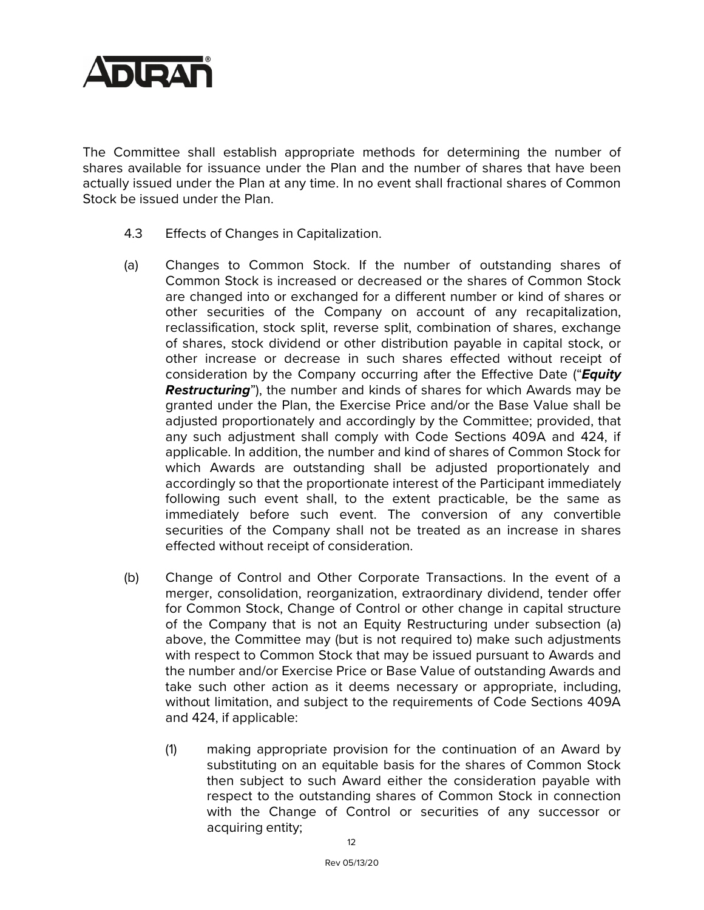The Committee shall establish appropriate methods for determining the number of shares available for issuance under the Plan and the number of shares that have been actually issued under the Plan at any time. In no event shall fractional shares of Common Stock be issued under the Plan.

4.3 Effects of Changes in Capitalization.

(a) Changes to Common Stock. If the number of outstanding shares of Common Stock is increased or decreased or the shares of Common Stock are changed into or exchanged for a different number or kind of shares or other securities of the Company on account of any recapitalization, reclassification, stock split, reverse split, combination of shares, exchange of shares, stock dividend or other distribution payable in capital stock, or other increase or decrease in such shares effected without receipt of consideration by the Company occurring after the Effective Date ("***Equity Restructuring***"), the number and kinds of shares for which Awards may be granted under the Plan, the Exercise Price and/or the Base Value shall be adjusted proportionately and accordingly by the Committee; provided, that any such adjustment shall comply with Code Sections 409A and 424, if applicable. In addition, the number and kind of shares of Common Stock for which Awards are outstanding shall be adjusted proportionately and accordingly so that the proportionate interest of the Participant immediately following such event shall, to the extent practicable, be the same as immediately before such event. The conversion of any convertible securities of the Company shall not be treated as an increase in shares effected without receipt of consideration.

(b) Change of Control and Other Corporate Transactions. In the event of a merger, consolidation, reorganization, extraordinary dividend, tender offer for Common Stock, Change of Control or other change in capital structure of the Company that is not an Equity Restructuring under subsection (a) above, the Committee may (but is not required to) make such adjustments with respect to Common Stock that may be issued pursuant to Awards and the number and/or Exercise Price or Base Value of outstanding Awards and take such other action as it deems necessary or appropriate, including, without limitation, and subject to the requirements of Code Sections 409A and 424, if applicable:

(1) making appropriate provision for the continuation of an Award by substituting on an equitable basis for the shares of Common Stock then subject to such Award either the consideration payable with respect to the outstanding shares of Common Stock in connection with the Change of Control or securities of any successor or acquiring entity;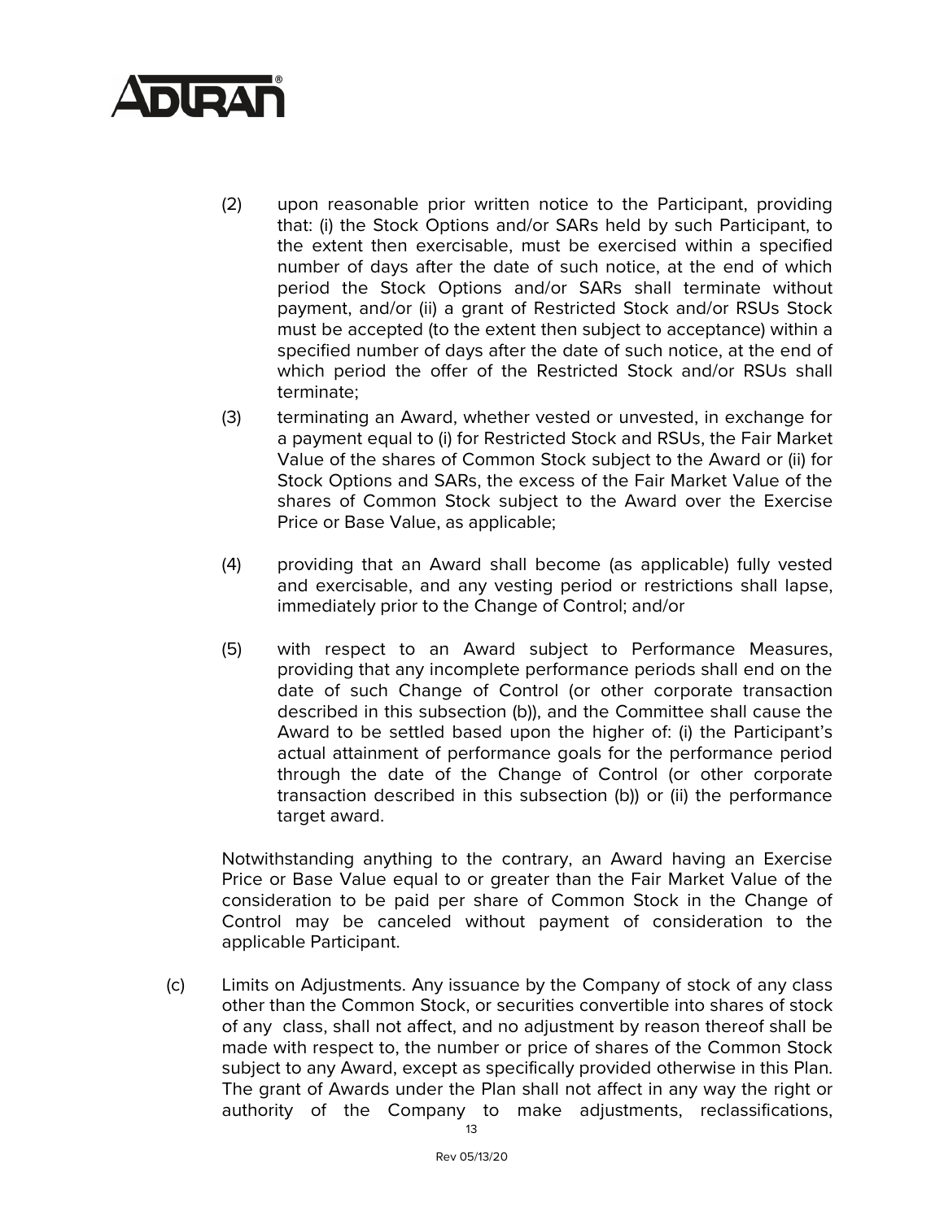(2) upon reasonable prior written notice to the Participant, providing that: (i) the Stock Options and/or SARs held by such Participant, to the extent then exercisable, must be exercised within a specified number of days after the date of such notice, at the end of which period the Stock Options and/or SARs shall terminate without payment, and/or (ii) a grant of Restricted Stock and/or RSUs Stock must be accepted (to the extent then subject to acceptance) within a specified number of days after the date of such notice, at the end of which period the offer of the Restricted Stock and/or RSUs shall terminate;

(3) terminating an Award, whether vested or unvested, in exchange for a payment equal to (i) for Restricted Stock and RSUs, the Fair Market Value of the shares of Common Stock subject to the Award or (ii) for Stock Options and SARs, the excess of the Fair Market Value of the shares of Common Stock subject to the Award over the Exercise Price or Base Value, as applicable;

(4) providing that an Award shall become (as applicable) fully vested and exercisable, and any vesting period or restrictions shall lapse, immediately prior to the Change of Control; and/or

(5) with respect to an Award subject to Performance Measures, providing that any incomplete performance periods shall end on the date of such Change of Control (or other corporate transaction described in this subsection (b)), and the Committee shall cause the Award to be settled based upon the higher of: (i) the Participant's actual attainment of performance goals for the performance period through the date of the Change of Control (or other corporate transaction described in this subsection (b)) or (ii) the performance target award.

Notwithstanding anything to the contrary, an Award having an Exercise Price or Base Value equal to or greater than the Fair Market Value of the consideration to be paid per share of Common Stock in the Change of Control may be canceled without payment of consideration to the applicable Participant.

(c) Limits on Adjustments. Any issuance by the Company of stock of any class other than the Common Stock, or securities convertible into shares of stock of any class, shall not affect, and no adjustment by reason thereof shall be made with respect to, the number or price of shares of the Common Stock subject to any Award, except as specifically provided otherwise in this Plan. The grant of Awards under the Plan shall not affect in any way the right or authority of the Company to make adjustments, reclassifications,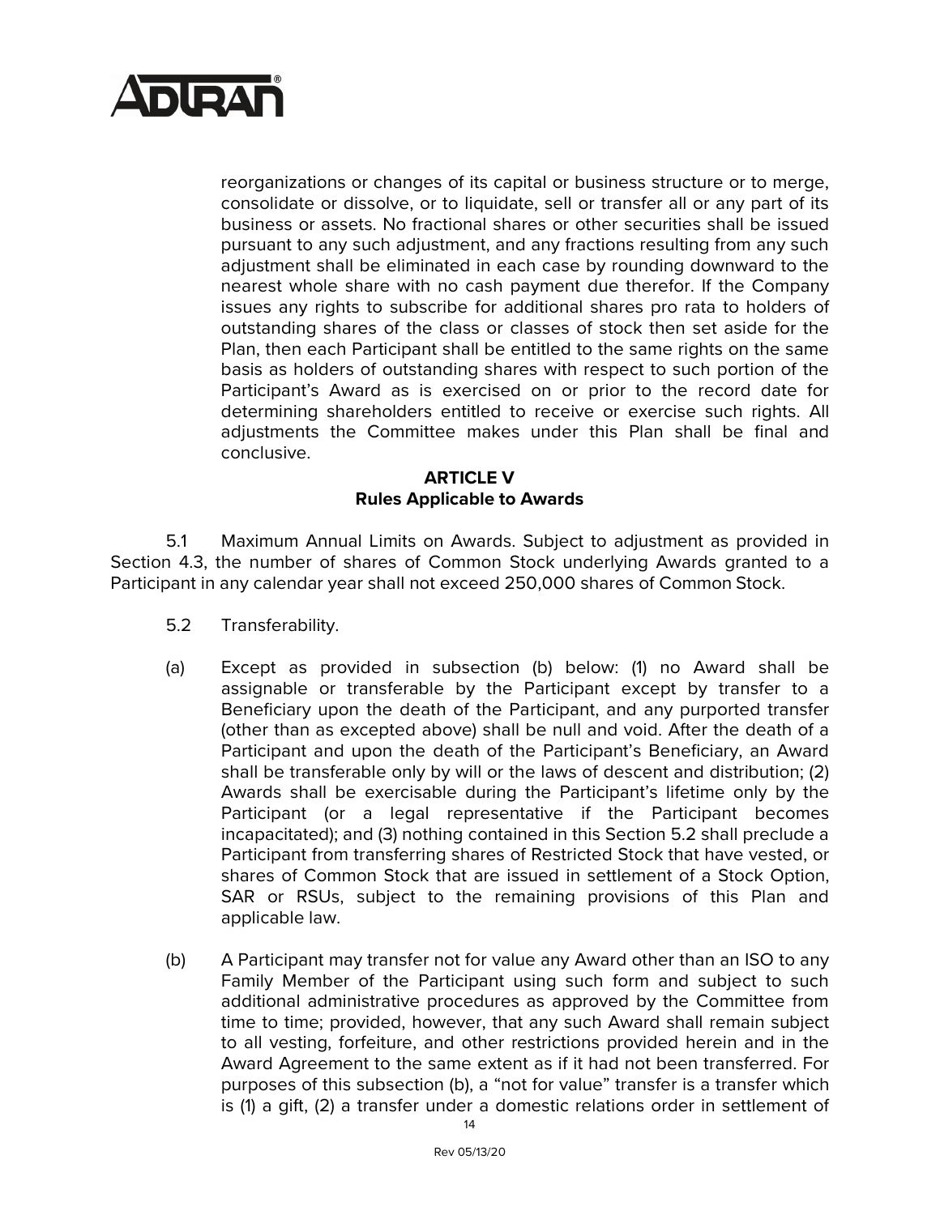reorganizations or changes of its capital or business structure or to merge, consolidate or dissolve, or to liquidate, sell or transfer all or any part of its business or assets. No fractional shares or other securities shall be issued pursuant to any such adjustment, and any fractions resulting from any such adjustment shall be eliminated in each case by rounding downward to the nearest whole share with no cash payment due therefor. If the Company issues any rights to subscribe for additional shares pro rata to holders of outstanding shares of the class or classes of stock then set aside for the Plan, then each Participant shall be entitled to the same rights on the same basis as holders of outstanding shares with respect to such portion of the Participant's Award as is exercised on or prior to the record date for determining shareholders entitled to receive or exercise such rights. All adjustments the Committee makes under this Plan shall be final and conclusive.

## ARTICLE V
## Rules Applicable to Awards

5.1 Maximum Annual Limits on Awards. Subject to adjustment as provided in Section 4.3, the number of shares of Common Stock underlying Awards granted to a Participant in any calendar year shall not exceed 250,000 shares of Common Stock.

5.2 Transferability.

(a) Except as provided in subsection (b) below: (1) no Award shall be assignable or transferable by the Participant except by transfer to a Beneficiary upon the death of the Participant, and any purported transfer (other than as excepted above) shall be null and void. After the death of a Participant and upon the death of the Participant's Beneficiary, an Award shall be transferable only by will or the laws of descent and distribution; (2) Awards shall be exercisable during the Participant's lifetime only by the Participant (or a legal representative if the Participant becomes incapacitated); and (3) nothing contained in this Section 5.2 shall preclude a Participant from transferring shares of Restricted Stock that have vested, or shares of Common Stock that are issued in settlement of a Stock Option, SAR or RSUs, subject to the remaining provisions of this Plan and applicable law.

(b) A Participant may transfer not for value any Award other than an ISO to any Family Member of the Participant using such form and subject to such additional administrative procedures as approved by the Committee from time to time; provided, however, that any such Award shall remain subject to all vesting, forfeiture, and other restrictions provided herein and in the Award Agreement to the same extent as if it had not been transferred. For purposes of this subsection (b), a "not for value" transfer is a transfer which is (1) a gift, (2) a transfer under a domestic relations order in settlement of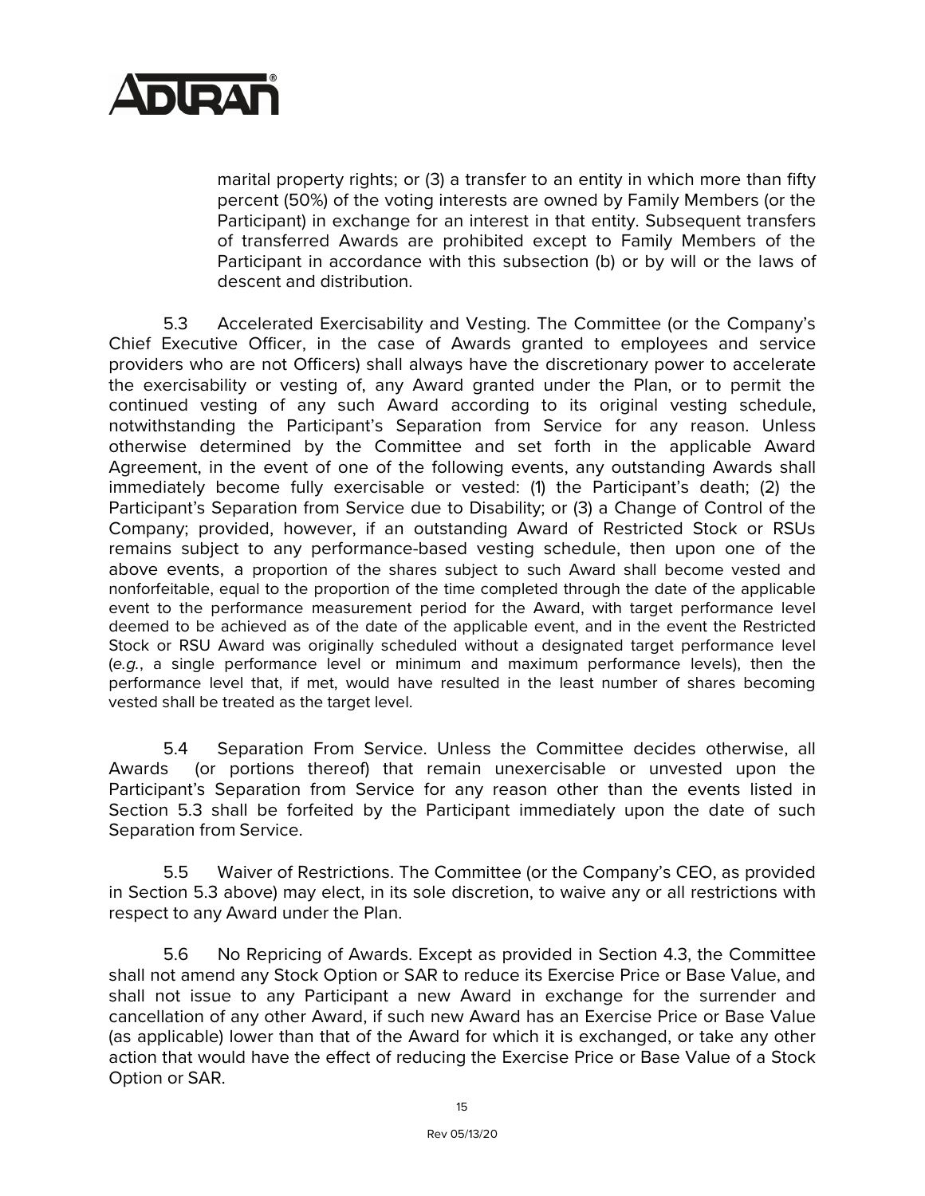marital property rights; or (3) a transfer to an entity in which more than fifty percent (50%) of the voting interests are owned by Family Members (or the Participant) in exchange for an interest in that entity. Subsequent transfers of transferred Awards are prohibited except to Family Members of the Participant in accordance with this subsection (b) or by will or the laws of descent and distribution.

5.3 Accelerated Exercisability and Vesting. The Committee (or the Company's Chief Executive Officer, in the case of Awards granted to employees and service providers who are not Officers) shall always have the discretionary power to accelerate the exercisability or vesting of, any Award granted under the Plan, or to permit the continued vesting of any such Award according to its original vesting schedule, notwithstanding the Participant's Separation from Service for any reason. Unless otherwise determined by the Committee and set forth in the applicable Award Agreement, in the event of one of the following events, any outstanding Awards shall immediately become fully exercisable or vested: (1) the Participant's death; (2) the Participant's Separation from Service due to Disability; or (3) a Change of Control of the Company; provided, however, if an outstanding Award of Restricted Stock or RSUs remains subject to any performance-based vesting schedule, then upon one of the above events, a proportion of the shares subject to such Award shall become vested and nonforfeitable, equal to the proportion of the time completed through the date of the applicable event to the performance measurement period for the Award, with target performance level deemed to be achieved as of the date of the applicable event, and in the event the Restricted Stock or RSU Award was originally scheduled without a designated target performance level (*e.g.*, a single performance level or minimum and maximum performance levels), then the performance level that, if met, would have resulted in the least number of shares becoming vested shall be treated as the target level.

5.4 Separation From Service. Unless the Committee decides otherwise, all Awards (or portions thereof) that remain unexercisable or unvested upon the Participant's Separation from Service for any reason other than the events listed in Section 5.3 shall be forfeited by the Participant immediately upon the date of such Separation from Service.

5.5 Waiver of Restrictions. The Committee (or the Company's CEO, as provided in Section 5.3 above) may elect, in its sole discretion, to waive any or all restrictions with respect to any Award under the Plan.

5.6 No Repricing of Awards. Except as provided in Section 4.3, the Committee shall not amend any Stock Option or SAR to reduce its Exercise Price or Base Value, and shall not issue to any Participant a new Award in exchange for the surrender and cancellation of any other Award, if such new Award has an Exercise Price or Base Value (as applicable) lower than that of the Award for which it is exchanged, or take any other action that would have the effect of reducing the Exercise Price or Base Value of a Stock Option or SAR.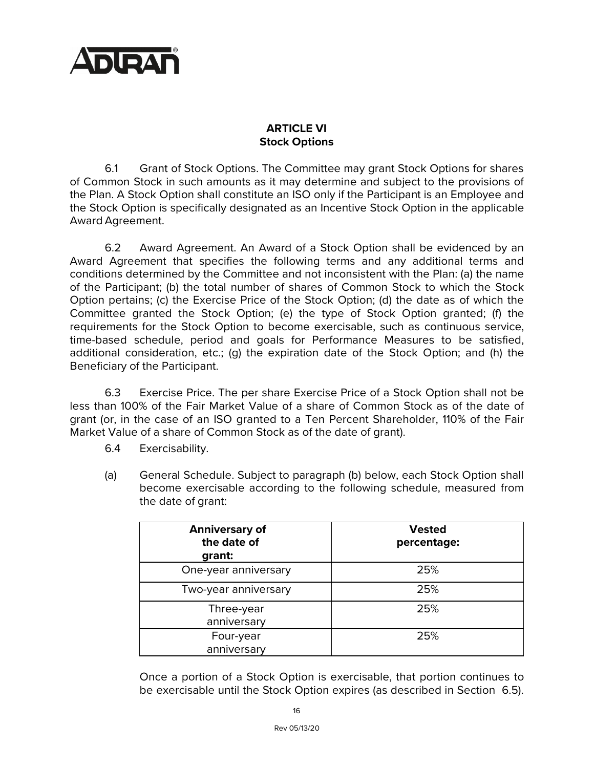## ARTICLE VI
## Stock Options

6.1 Grant of Stock Options. The Committee may grant Stock Options for shares of Common Stock in such amounts as it may determine and subject to the provisions of the Plan. A Stock Option shall constitute an ISO only if the Participant is an Employee and the Stock Option is specifically designated as an Incentive Stock Option in the applicable Award Agreement.

6.2 Award Agreement. An Award of a Stock Option shall be evidenced by an Award Agreement that specifies the following terms and any additional terms and conditions determined by the Committee and not inconsistent with the Plan: (a) the name of the Participant; (b) the total number of shares of Common Stock to which the Stock Option pertains; (c) the Exercise Price of the Stock Option; (d) the date as of which the Committee granted the Stock Option; (e) the type of Stock Option granted; (f) the requirements for the Stock Option to become exercisable, such as continuous service, time-based schedule, period and goals for Performance Measures to be satisfied, additional consideration, etc.; (g) the expiration date of the Stock Option; and (h) the Beneficiary of the Participant.

6.3 Exercise Price. The per share Exercise Price of a Stock Option shall not be less than 100% of the Fair Market Value of a share of Common Stock as of the date of grant (or, in the case of an ISO granted to a Ten Percent Shareholder, 110% of the Fair Market Value of a share of Common Stock as of the date of grant).

6.4 Exercisability.

(a) General Schedule. Subject to paragraph (b) below, each Stock Option shall become exercisable according to the following schedule, measured from the date of grant:

| **Anniversary of the date of grant:** | **Vested percentage:** |
|---|---|
| One-year anniversary | 25% |
| Two-year anniversary | 25% |
| Three-year anniversary | 25% |
| Four-year anniversary | 25% |

Once a portion of a Stock Option is exercisable, that portion continues to be exercisable until the Stock Option expires (as described in Section 6.5).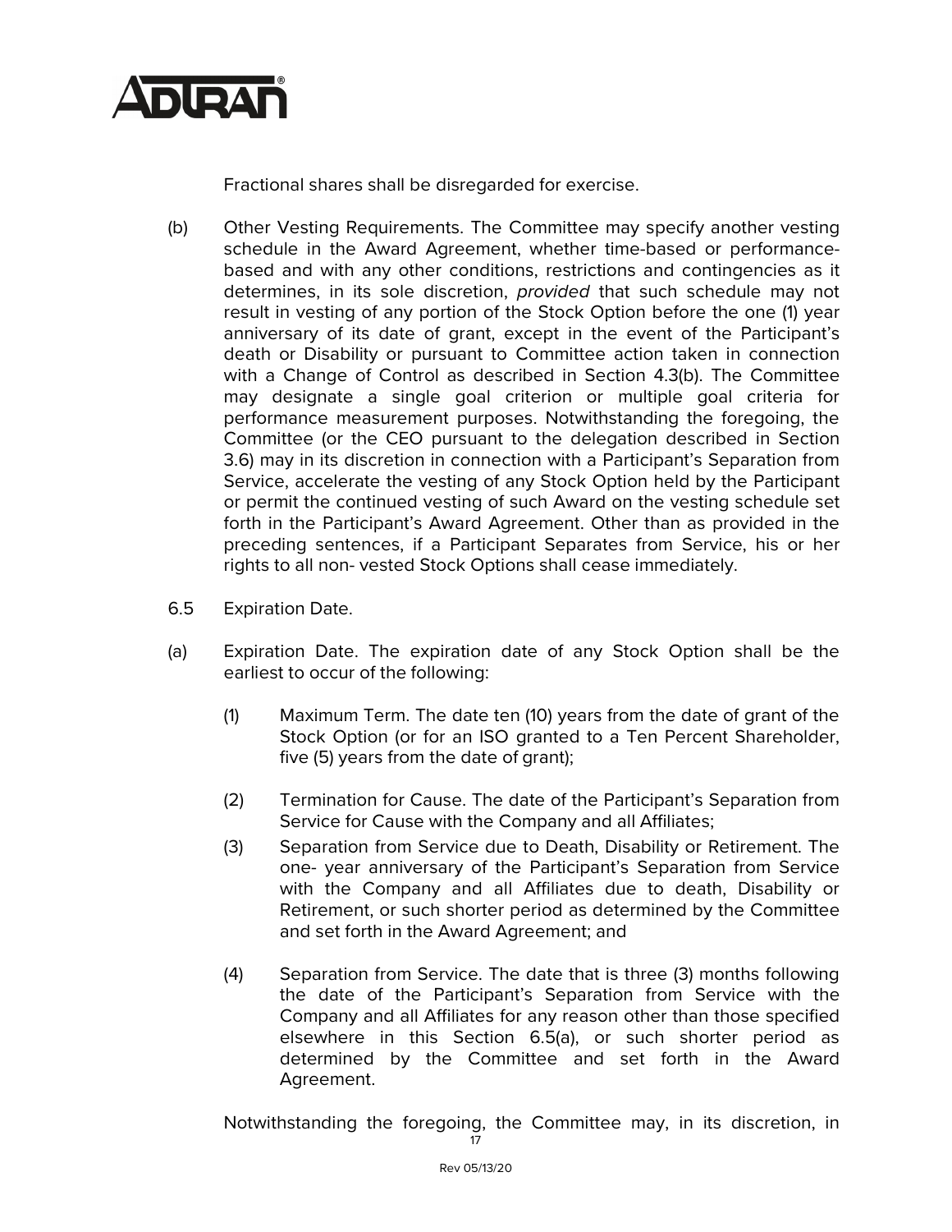Fractional shares shall be disregarded for exercise.

(b) Other Vesting Requirements. The Committee may specify another vesting schedule in the Award Agreement, whether time-based or performance-based and with any other conditions, restrictions and contingencies as it determines, in its sole discretion, *provided* that such schedule may not result in vesting of any portion of the Stock Option before the one (1) year anniversary of its date of grant, except in the event of the Participant's death or Disability or pursuant to Committee action taken in connection with a Change of Control as described in Section 4.3(b). The Committee may designate a single goal criterion or multiple goal criteria for performance measurement purposes. Notwithstanding the foregoing, the Committee (or the CEO pursuant to the delegation described in Section 3.6) may in its discretion in connection with a Participant's Separation from Service, accelerate the vesting of any Stock Option held by the Participant or permit the continued vesting of such Award on the vesting schedule set forth in the Participant's Award Agreement. Other than as provided in the preceding sentences, if a Participant Separates from Service, his or her rights to all non- vested Stock Options shall cease immediately.

6.5 Expiration Date.

(a) Expiration Date. The expiration date of any Stock Option shall be the earliest to occur of the following:

(1) Maximum Term. The date ten (10) years from the date of grant of the Stock Option (or for an ISO granted to a Ten Percent Shareholder, five (5) years from the date of grant);

(2) Termination for Cause. The date of the Participant's Separation from Service for Cause with the Company and all Affiliates;

(3) Separation from Service due to Death, Disability or Retirement. The one- year anniversary of the Participant's Separation from Service with the Company and all Affiliates due to death, Disability or Retirement, or such shorter period as determined by the Committee and set forth in the Award Agreement; and

(4) Separation from Service. The date that is three (3) months following the date of the Participant's Separation from Service with the Company and all Affiliates for any reason other than those specified elsewhere in this Section 6.5(a), or such shorter period as determined by the Committee and set forth in the Award Agreement.

Notwithstanding the foregoing, the Committee may, in its discretion, in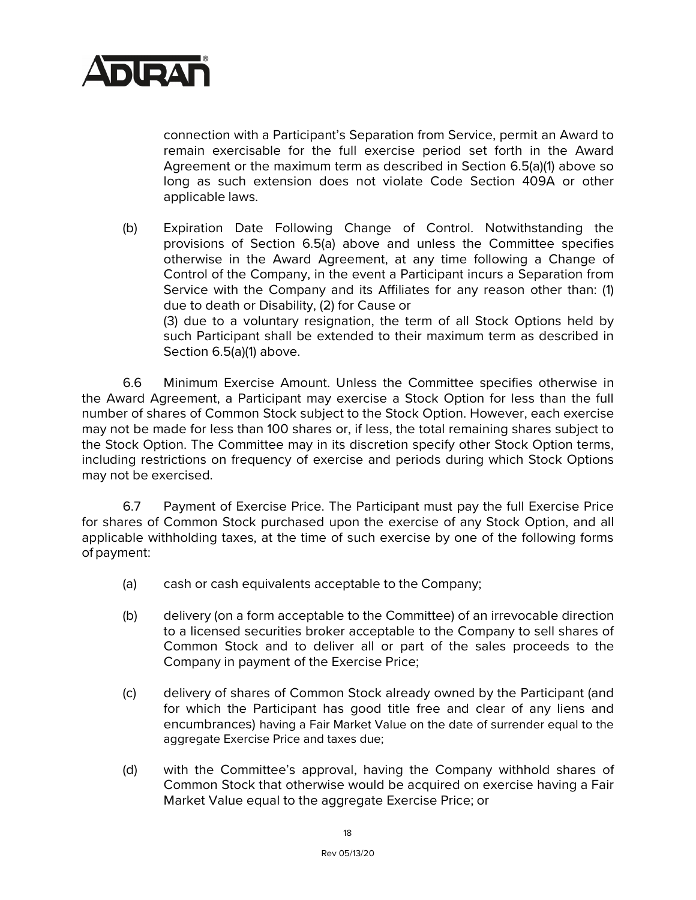connection with a Participant's Separation from Service, permit an Award to remain exercisable for the full exercise period set forth in the Award Agreement or the maximum term as described in Section 6.5(a)(1) above so long as such extension does not violate Code Section 409A or other applicable laws.

(b) Expiration Date Following Change of Control. Notwithstanding the provisions of Section 6.5(a) above and unless the Committee specifies otherwise in the Award Agreement, at any time following a Change of Control of the Company, in the event a Participant incurs a Separation from Service with the Company and its Affiliates for any reason other than: (1) due to death or Disability, (2) for Cause or (3) due to a voluntary resignation, the term of all Stock Options held by such Participant shall be extended to their maximum term as described in Section 6.5(a)(1) above.

6.6 Minimum Exercise Amount. Unless the Committee specifies otherwise in the Award Agreement, a Participant may exercise a Stock Option for less than the full number of shares of Common Stock subject to the Stock Option. However, each exercise may not be made for less than 100 shares or, if less, the total remaining shares subject to the Stock Option. The Committee may in its discretion specify other Stock Option terms, including restrictions on frequency of exercise and periods during which Stock Options may not be exercised.

6.7 Payment of Exercise Price. The Participant must pay the full Exercise Price for shares of Common Stock purchased upon the exercise of any Stock Option, and all applicable withholding taxes, at the time of such exercise by one of the following forms of payment:

(a) cash or cash equivalents acceptable to the Company;

(b) delivery (on a form acceptable to the Committee) of an irrevocable direction to a licensed securities broker acceptable to the Company to sell shares of Common Stock and to deliver all or part of the sales proceeds to the Company in payment of the Exercise Price;

(c) delivery of shares of Common Stock already owned by the Participant (and for which the Participant has good title free and clear of any liens and encumbrances) having a Fair Market Value on the date of surrender equal to the aggregate Exercise Price and taxes due;

(d) with the Committee's approval, having the Company withhold shares of Common Stock that otherwise would be acquired on exercise having a Fair Market Value equal to the aggregate Exercise Price; or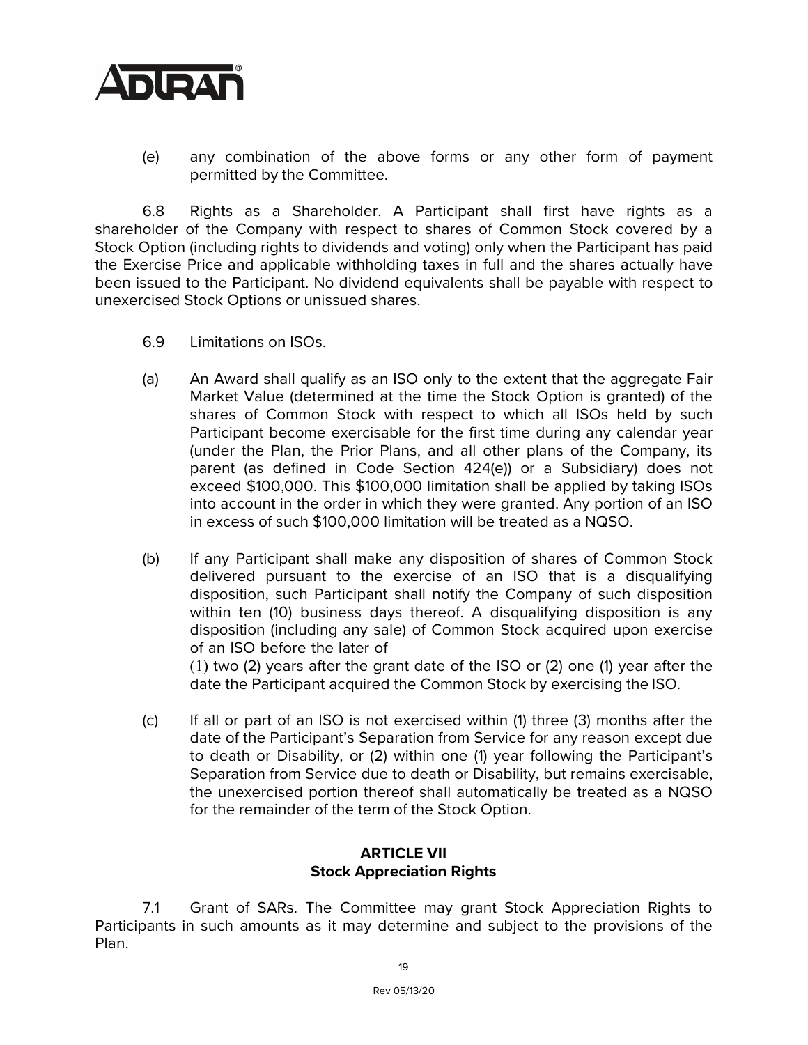(e) any combination of the above forms or any other form of payment permitted by the Committee.

6.8 Rights as a Shareholder. A Participant shall first have rights as a shareholder of the Company with respect to shares of Common Stock covered by a Stock Option (including rights to dividends and voting) only when the Participant has paid the Exercise Price and applicable withholding taxes in full and the shares actually have been issued to the Participant. No dividend equivalents shall be payable with respect to unexercised Stock Options or unissued shares.

6.9 Limitations on ISOs.

(a) An Award shall qualify as an ISO only to the extent that the aggregate Fair Market Value (determined at the time the Stock Option is granted) of the shares of Common Stock with respect to which all ISOs held by such Participant become exercisable for the first time during any calendar year (under the Plan, the Prior Plans, and all other plans of the Company, its parent (as defined in Code Section 424(e)) or a Subsidiary) does not exceed $100,000. This $100,000 limitation shall be applied by taking ISOs into account in the order in which they were granted. Any portion of an ISO in excess of such $100,000 limitation will be treated as a NQSO.

(b) If any Participant shall make any disposition of shares of Common Stock delivered pursuant to the exercise of an ISO that is a disqualifying disposition, such Participant shall notify the Company of such disposition within ten (10) business days thereof. A disqualifying disposition is any disposition (including any sale) of Common Stock acquired upon exercise of an ISO before the later of (1) two (2) years after the grant date of the ISO or (2) one (1) year after the date the Participant acquired the Common Stock by exercising the ISO.

(c) If all or part of an ISO is not exercised within (1) three (3) months after the date of the Participant's Separation from Service for any reason except due to death or Disability, or (2) within one (1) year following the Participant's Separation from Service due to death or Disability, but remains exercisable, the unexercised portion thereof shall automatically be treated as a NQSO for the remainder of the term of the Stock Option.

## ARTICLE VII
## Stock Appreciation Rights

7.1 Grant of SARs. The Committee may grant Stock Appreciation Rights to Participants in such amounts as it may determine and subject to the provisions of the Plan.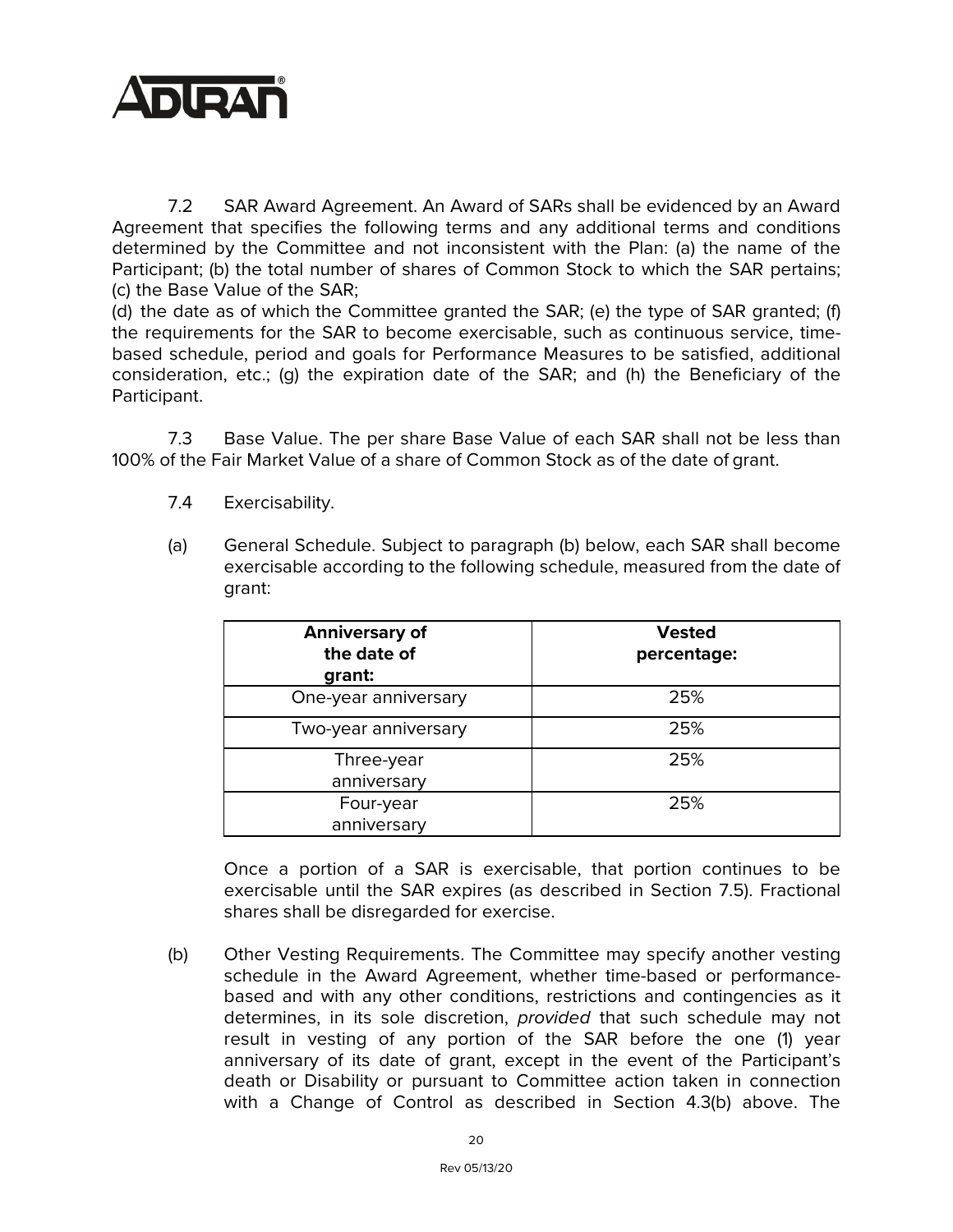7.2 SAR Award Agreement. An Award of SARs shall be evidenced by an Award Agreement that specifies the following terms and any additional terms and conditions determined by the Committee and not inconsistent with the Plan: (a) the name of the Participant; (b) the total number of shares of Common Stock to which the SAR pertains; (c) the Base Value of the SAR;
(d) the date as of which the Committee granted the SAR; (e) the type of SAR granted; (f) the requirements for the SAR to become exercisable, such as continuous service, time-based schedule, period and goals for Performance Measures to be satisfied, additional consideration, etc.; (g) the expiration date of the SAR; and (h) the Beneficiary of the Participant.

7.3 Base Value. The per share Base Value of each SAR shall not be less than 100% of the Fair Market Value of a share of Common Stock as of the date of grant.

7.4 Exercisability.

(a) General Schedule. Subject to paragraph (b) below, each SAR shall become exercisable according to the following schedule, measured from the date of grant:

| **Anniversary of the date of grant:** | **Vested percentage:** |
|---|---|
| One-year anniversary | 25% |
| Two-year anniversary | 25% |
| Three-year anniversary | 25% |
| Four-year anniversary | 25% |

Once a portion of a SAR is exercisable, that portion continues to be exercisable until the SAR expires (as described in Section 7.5). Fractional shares shall be disregarded for exercise.

(b) Other Vesting Requirements. The Committee may specify another vesting schedule in the Award Agreement, whether time-based or performance-based and with any other conditions, restrictions and contingencies as it determines, in its sole discretion, *provided* that such schedule may not result in vesting of any portion of the SAR before the one (1) year anniversary of its date of grant, except in the event of the Participant's death or Disability or pursuant to Committee action taken in connection with a Change of Control as described in Section 4.3(b) above. The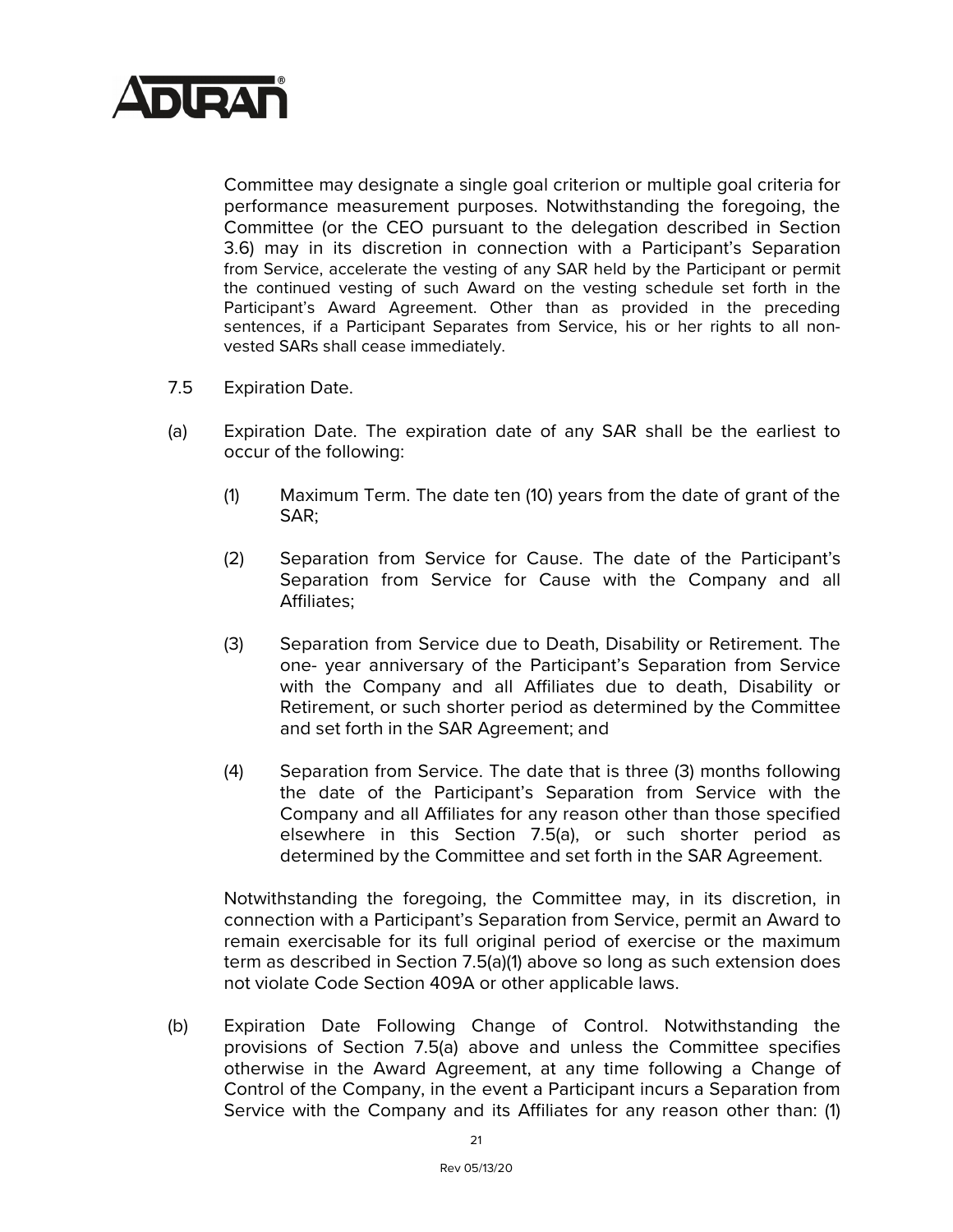Committee may designate a single goal criterion or multiple goal criteria for performance measurement purposes. Notwithstanding the foregoing, the Committee (or the CEO pursuant to the delegation described in Section 3.6) may in its discretion in connection with a Participant's Separation from Service, accelerate the vesting of any SAR held by the Participant or permit the continued vesting of such Award on the vesting schedule set forth in the Participant's Award Agreement. Other than as provided in the preceding sentences, if a Participant Separates from Service, his or her rights to all non-vested SARs shall cease immediately.

7.5 Expiration Date.

(a) Expiration Date. The expiration date of any SAR shall be the earliest to occur of the following:

(1) Maximum Term. The date ten (10) years from the date of grant of the SAR;

(2) Separation from Service for Cause. The date of the Participant's Separation from Service for Cause with the Company and all Affiliates;

(3) Separation from Service due to Death, Disability or Retirement. The one- year anniversary of the Participant's Separation from Service with the Company and all Affiliates due to death, Disability or Retirement, or such shorter period as determined by the Committee and set forth in the SAR Agreement; and

(4) Separation from Service. The date that is three (3) months following the date of the Participant's Separation from Service with the Company and all Affiliates for any reason other than those specified elsewhere in this Section 7.5(a), or such shorter period as determined by the Committee and set forth in the SAR Agreement.

Notwithstanding the foregoing, the Committee may, in its discretion, in connection with a Participant's Separation from Service, permit an Award to remain exercisable for its full original period of exercise or the maximum term as described in Section 7.5(a)(1) above so long as such extension does not violate Code Section 409A or other applicable laws.

(b) Expiration Date Following Change of Control. Notwithstanding the provisions of Section 7.5(a) above and unless the Committee specifies otherwise in the Award Agreement, at any time following a Change of Control of the Company, in the event a Participant incurs a Separation from Service with the Company and its Affiliates for any reason other than: (1)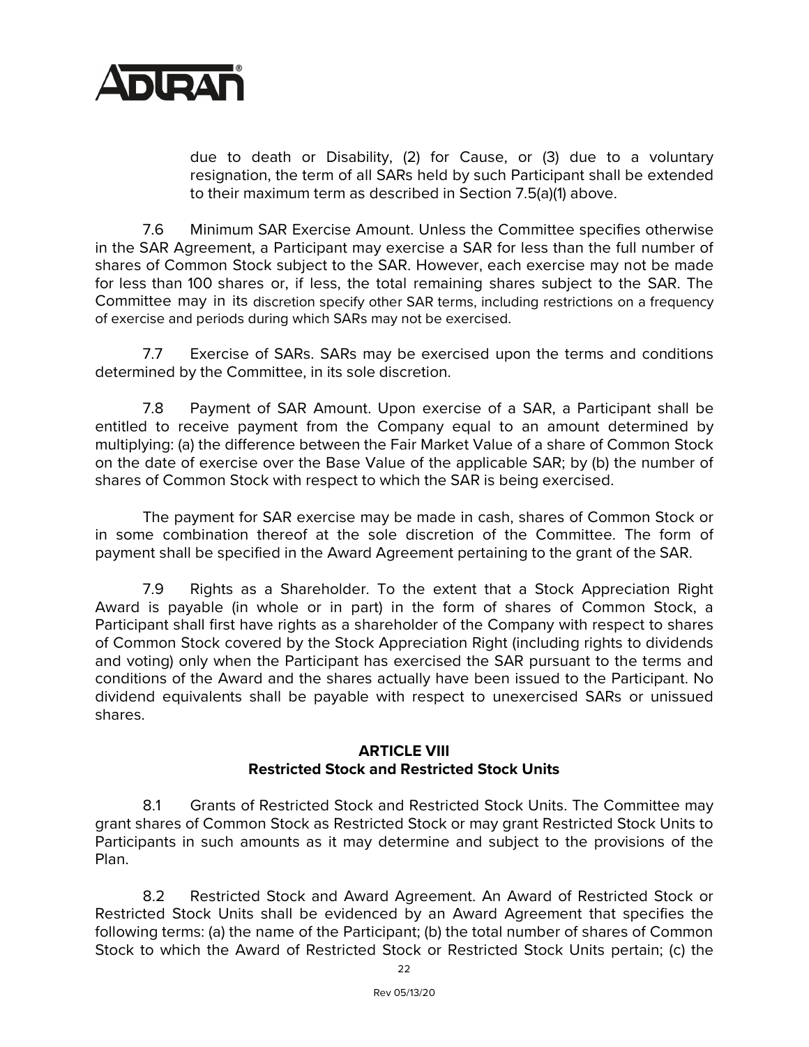due to death or Disability, (2) for Cause, or (3) due to a voluntary resignation, the term of all SARs held by such Participant shall be extended to their maximum term as described in Section 7.5(a)(1) above.

7.6 Minimum SAR Exercise Amount. Unless the Committee specifies otherwise in the SAR Agreement, a Participant may exercise a SAR for less than the full number of shares of Common Stock subject to the SAR. However, each exercise may not be made for less than 100 shares or, if less, the total remaining shares subject to the SAR. The Committee may in its discretion specify other SAR terms, including restrictions on a frequency of exercise and periods during which SARs may not be exercised.

7.7 Exercise of SARs. SARs may be exercised upon the terms and conditions determined by the Committee, in its sole discretion.

7.8 Payment of SAR Amount. Upon exercise of a SAR, a Participant shall be entitled to receive payment from the Company equal to an amount determined by multiplying: (a) the difference between the Fair Market Value of a share of Common Stock on the date of exercise over the Base Value of the applicable SAR; by (b) the number of shares of Common Stock with respect to which the SAR is being exercised.

The payment for SAR exercise may be made in cash, shares of Common Stock or in some combination thereof at the sole discretion of the Committee. The form of payment shall be specified in the Award Agreement pertaining to the grant of the SAR.

7.9 Rights as a Shareholder. To the extent that a Stock Appreciation Right Award is payable (in whole or in part) in the form of shares of Common Stock, a Participant shall first have rights as a shareholder of the Company with respect to shares of Common Stock covered by the Stock Appreciation Right (including rights to dividends and voting) only when the Participant has exercised the SAR pursuant to the terms and conditions of the Award and the shares actually have been issued to the Participant. No dividend equivalents shall be payable with respect to unexercised SARs or unissued shares.

## ARTICLE VIII
## Restricted Stock and Restricted Stock Units

8.1 Grants of Restricted Stock and Restricted Stock Units. The Committee may grant shares of Common Stock as Restricted Stock or may grant Restricted Stock Units to Participants in such amounts as it may determine and subject to the provisions of the Plan.

8.2 Restricted Stock and Award Agreement. An Award of Restricted Stock or Restricted Stock Units shall be evidenced by an Award Agreement that specifies the following terms: (a) the name of the Participant; (b) the total number of shares of Common Stock to which the Award of Restricted Stock or Restricted Stock Units pertain; (c) the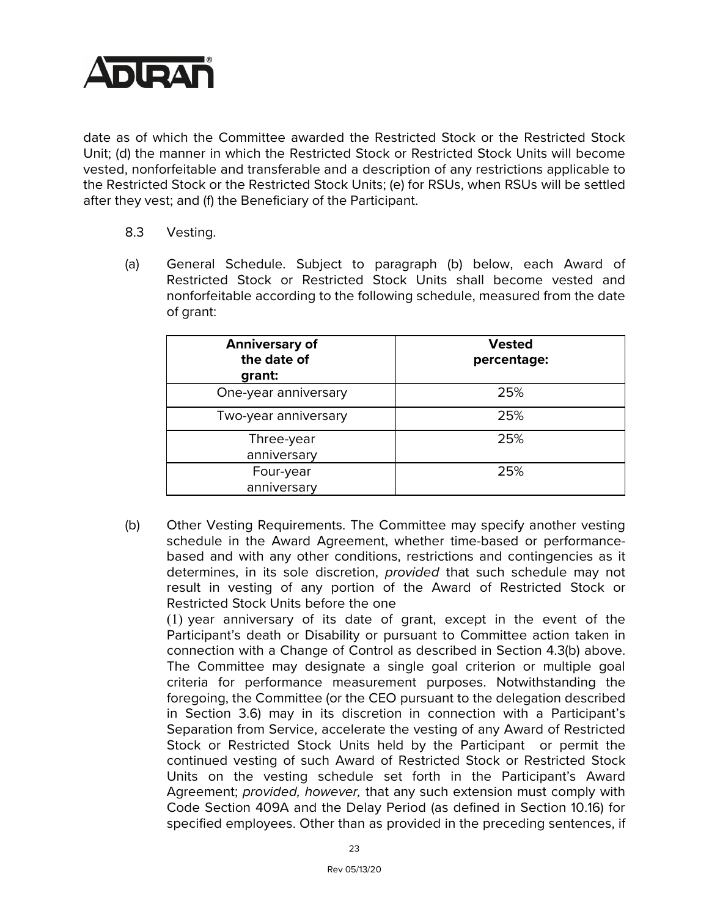date as of which the Committee awarded the Restricted Stock or the Restricted Stock Unit; (d) the manner in which the Restricted Stock or Restricted Stock Units will become vested, nonforfeitable and transferable and a description of any restrictions applicable to the Restricted Stock or the Restricted Stock Units; (e) for RSUs, when RSUs will be settled after they vest; and (f) the Beneficiary of the Participant.

8.3 Vesting.

(a) General Schedule. Subject to paragraph (b) below, each Award of Restricted Stock or Restricted Stock Units shall become vested and nonforfeitable according to the following schedule, measured from the date of grant:

| **Anniversary of the date of grant:** | **Vested percentage:** |
|---|---|
| One-year anniversary | 25% |
| Two-year anniversary | 25% |
| Three-year anniversary | 25% |
| Four-year anniversary | 25% |

(b) Other Vesting Requirements. The Committee may specify another vesting schedule in the Award Agreement, whether time-based or performance-based and with any other conditions, restrictions and contingencies as it determines, in its sole discretion, *provided* that such schedule may not result in vesting of any portion of the Award of Restricted Stock or Restricted Stock Units before the one (1) year anniversary of its date of grant, except in the event of the Participant's death or Disability or pursuant to Committee action taken in connection with a Change of Control as described in Section 4.3(b) above. The Committee may designate a single goal criterion or multiple goal criteria for performance measurement purposes. Notwithstanding the foregoing, the Committee (or the CEO pursuant to the delegation described in Section 3.6) may in its discretion in connection with a Participant's Separation from Service, accelerate the vesting of any Award of Restricted Stock or Restricted Stock Units held by the Participant or permit the continued vesting of such Award of Restricted Stock or Restricted Stock Units on the vesting schedule set forth in the Participant's Award Agreement; *provided, however,* that any such extension must comply with Code Section 409A and the Delay Period (as defined in Section 10.16) for specified employees. Other than as provided in the preceding sentences, if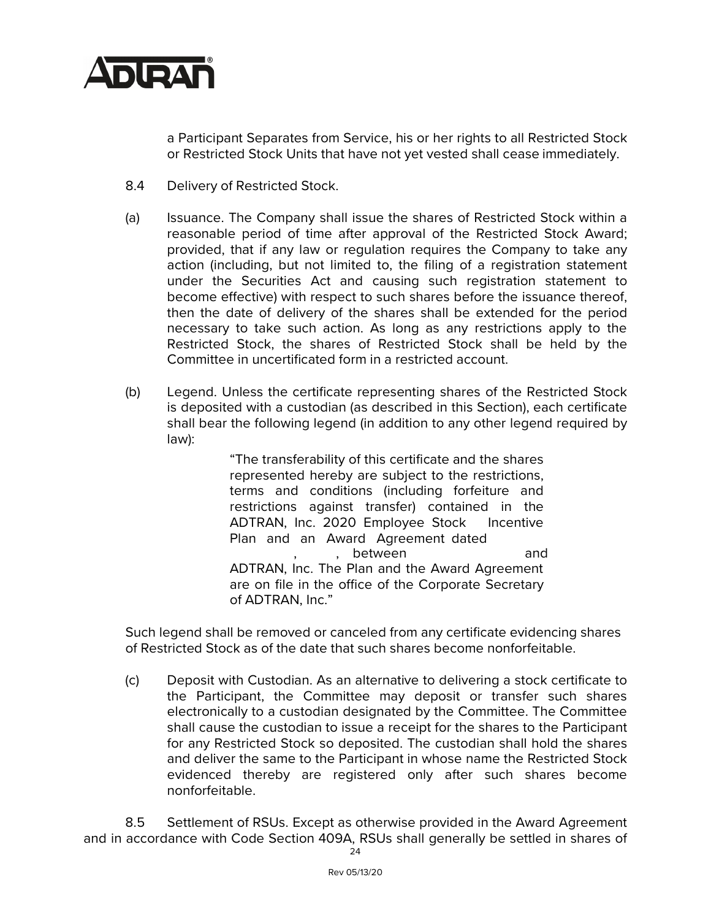a Participant Separates from Service, his or her rights to all Restricted Stock or Restricted Stock Units that have not yet vested shall cease immediately.

8.4 Delivery of Restricted Stock.

(a) Issuance. The Company shall issue the shares of Restricted Stock within a reasonable period of time after approval of the Restricted Stock Award; provided, that if any law or regulation requires the Company to take any action (including, but not limited to, the filing of a registration statement under the Securities Act and causing such registration statement to become effective) with respect to such shares before the issuance thereof, then the date of delivery of the shares shall be extended for the period necessary to take such action. As long as any restrictions apply to the Restricted Stock, the shares of Restricted Stock shall be held by the Committee in uncertificated form in a restricted account.

(b) Legend. Unless the certificate representing shares of the Restricted Stock is deposited with a custodian (as described in this Section), each certificate shall bear the following legend (in addition to any other legend required by law):

> "The transferability of this certificate and the shares represented hereby are subject to the restrictions, terms and conditions (including forfeiture and restrictions against transfer) contained in the ADTRAN, Inc. 2020 Employee Stock Incentive Plan and an Award Agreement dated , , between and ADTRAN, Inc. The Plan and the Award Agreement are on file in the office of the Corporate Secretary of ADTRAN, Inc."

Such legend shall be removed or canceled from any certificate evidencing shares of Restricted Stock as of the date that such shares become nonforfeitable.

(c) Deposit with Custodian. As an alternative to delivering a stock certificate to the Participant, the Committee may deposit or transfer such shares electronically to a custodian designated by the Committee. The Committee shall cause the custodian to issue a receipt for the shares to the Participant for any Restricted Stock so deposited. The custodian shall hold the shares and deliver the same to the Participant in whose name the Restricted Stock evidenced thereby are registered only after such shares become nonforfeitable.

8.5 Settlement of RSUs. Except as otherwise provided in the Award Agreement and in accordance with Code Section 409A, RSUs shall generally be settled in shares of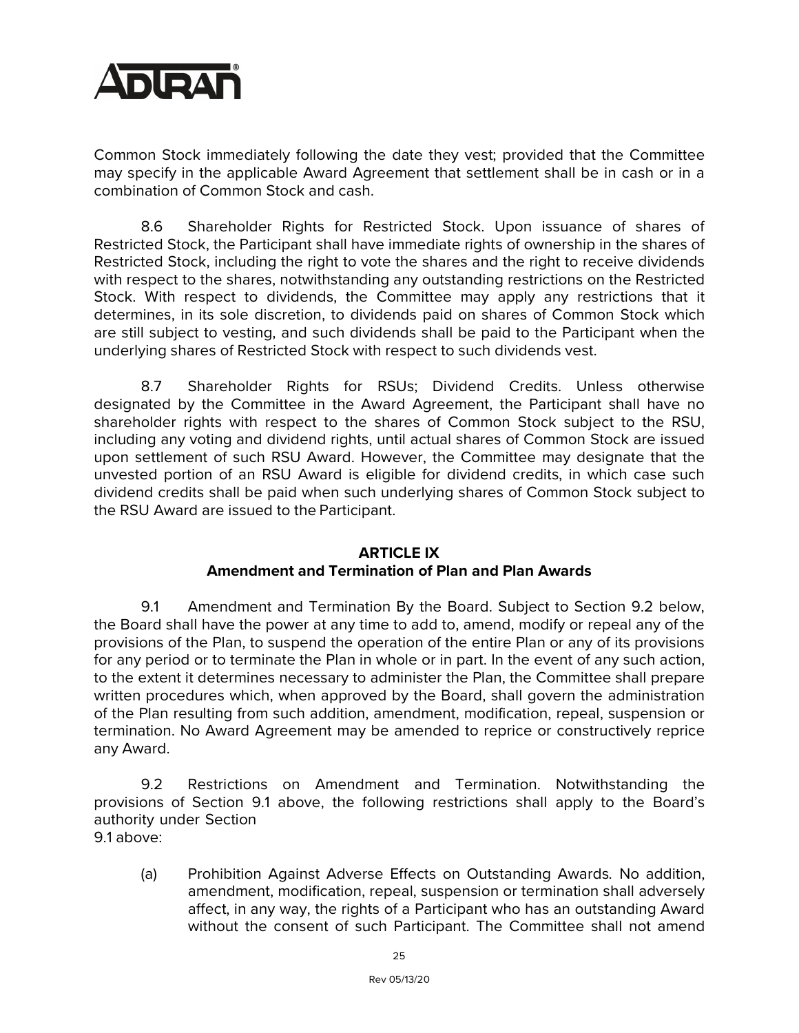Common Stock immediately following the date they vest; provided that the Committee may specify in the applicable Award Agreement that settlement shall be in cash or in a combination of Common Stock and cash.

8.6 Shareholder Rights for Restricted Stock. Upon issuance of shares of Restricted Stock, the Participant shall have immediate rights of ownership in the shares of Restricted Stock, including the right to vote the shares and the right to receive dividends with respect to the shares, notwithstanding any outstanding restrictions on the Restricted Stock. With respect to dividends, the Committee may apply any restrictions that it determines, in its sole discretion, to dividends paid on shares of Common Stock which are still subject to vesting, and such dividends shall be paid to the Participant when the underlying shares of Restricted Stock with respect to such dividends vest.

8.7 Shareholder Rights for RSUs; Dividend Credits. Unless otherwise designated by the Committee in the Award Agreement, the Participant shall have no shareholder rights with respect to the shares of Common Stock subject to the RSU, including any voting and dividend rights, until actual shares of Common Stock are issued upon settlement of such RSU Award. However, the Committee may designate that the unvested portion of an RSU Award is eligible for dividend credits, in which case such dividend credits shall be paid when such underlying shares of Common Stock subject to the RSU Award are issued to the Participant.

## ARTICLE IX
## Amendment and Termination of Plan and Plan Awards

9.1 Amendment and Termination By the Board. Subject to Section 9.2 below, the Board shall have the power at any time to add to, amend, modify or repeal any of the provisions of the Plan, to suspend the operation of the entire Plan or any of its provisions for any period or to terminate the Plan in whole or in part. In the event of any such action, to the extent it determines necessary to administer the Plan, the Committee shall prepare written procedures which, when approved by the Board, shall govern the administration of the Plan resulting from such addition, amendment, modification, repeal, suspension or termination. No Award Agreement may be amended to reprice or constructively reprice any Award.

9.2 Restrictions on Amendment and Termination. Notwithstanding the provisions of Section 9.1 above, the following restrictions shall apply to the Board's authority under Section 9.1 above:

(a) Prohibition Against Adverse Effects on Outstanding Awards. No addition, amendment, modification, repeal, suspension or termination shall adversely affect, in any way, the rights of a Participant who has an outstanding Award without the consent of such Participant. The Committee shall not amend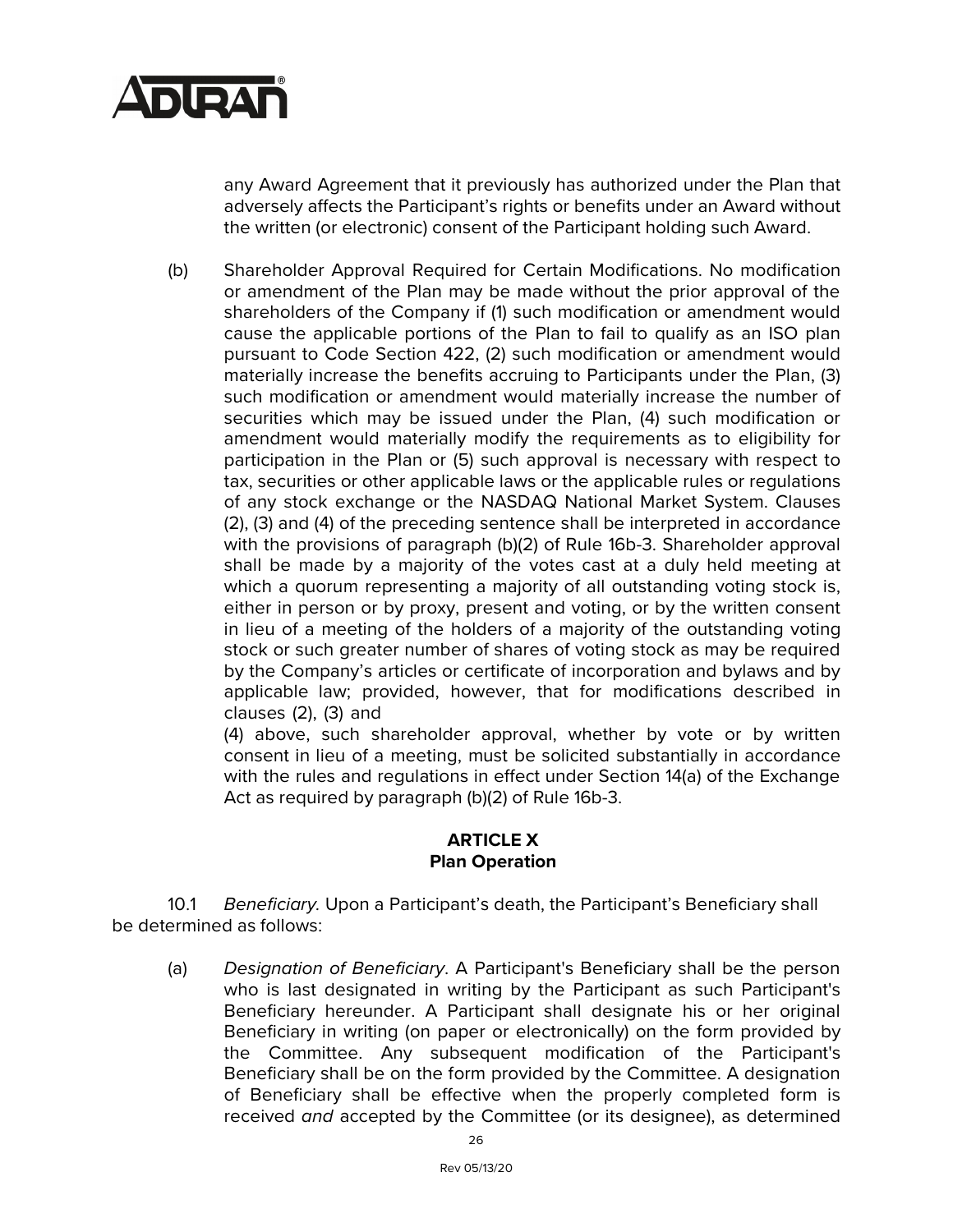any Award Agreement that it previously has authorized under the Plan that adversely affects the Participant's rights or benefits under an Award without the written (or electronic) consent of the Participant holding such Award.

(b) Shareholder Approval Required for Certain Modifications. No modification or amendment of the Plan may be made without the prior approval of the shareholders of the Company if (1) such modification or amendment would cause the applicable portions of the Plan to fail to qualify as an ISO plan pursuant to Code Section 422, (2) such modification or amendment would materially increase the benefits accruing to Participants under the Plan, (3) such modification or amendment would materially increase the number of securities which may be issued under the Plan, (4) such modification or amendment would materially modify the requirements as to eligibility for participation in the Plan or (5) such approval is necessary with respect to tax, securities or other applicable laws or the applicable rules or regulations of any stock exchange or the NASDAQ National Market System. Clauses (2), (3) and (4) of the preceding sentence shall be interpreted in accordance with the provisions of paragraph (b)(2) of Rule 16b-3. Shareholder approval shall be made by a majority of the votes cast at a duly held meeting at which a quorum representing a majority of all outstanding voting stock is, either in person or by proxy, present and voting, or by the written consent in lieu of a meeting of the holders of a majority of the outstanding voting stock or such greater number of shares of voting stock as may be required by the Company's articles or certificate of incorporation and bylaws and by applicable law; provided, however, that for modifications described in clauses (2), (3) and (4) above, such shareholder approval, whether by vote or by written consent in lieu of a meeting, must be solicited substantially in accordance with the rules and regulations in effect under Section 14(a) of the Exchange Act as required by paragraph (b)(2) of Rule 16b-3.

## ARTICLE X
## Plan Operation

10.1 *Beneficiary.* Upon a Participant's death, the Participant's Beneficiary shall be determined as follows:

(a) *Designation of Beneficiary*. A Participant's Beneficiary shall be the person who is last designated in writing by the Participant as such Participant's Beneficiary hereunder. A Participant shall designate his or her original Beneficiary in writing (on paper or electronically) on the form provided by the Committee. Any subsequent modification of the Participant's Beneficiary shall be on the form provided by the Committee. A designation of Beneficiary shall be effective when the properly completed form is received *and* accepted by the Committee (or its designee), as determined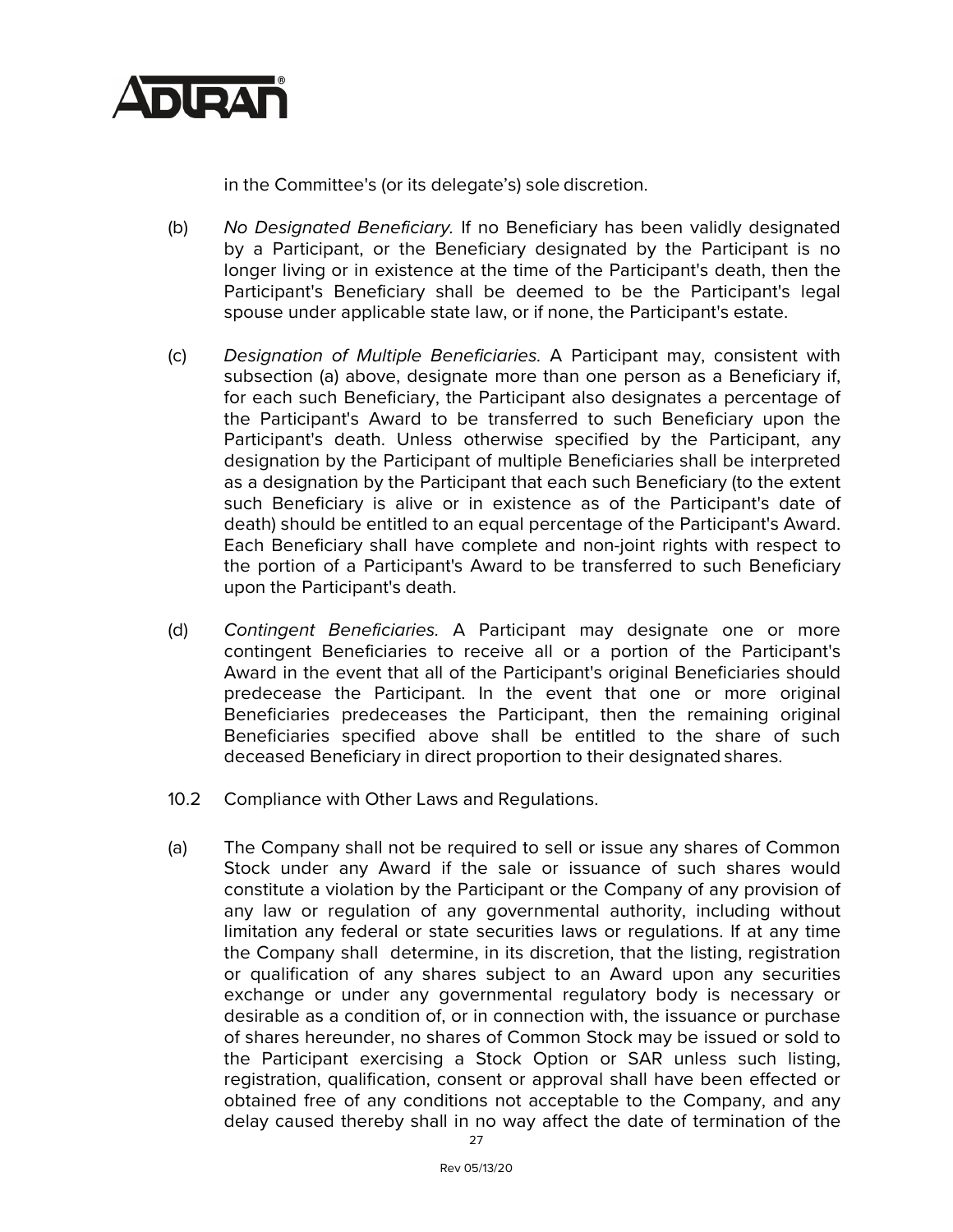in the Committee's (or its delegate's) sole discretion.

(b) *No Designated Beneficiary.* If no Beneficiary has been validly designated by a Participant, or the Beneficiary designated by the Participant is no longer living or in existence at the time of the Participant's death, then the Participant's Beneficiary shall be deemed to be the Participant's legal spouse under applicable state law, or if none, the Participant's estate.

(c) *Designation of Multiple Beneficiaries.* A Participant may, consistent with subsection (a) above, designate more than one person as a Beneficiary if, for each such Beneficiary, the Participant also designates a percentage of the Participant's Award to be transferred to such Beneficiary upon the Participant's death. Unless otherwise specified by the Participant, any designation by the Participant of multiple Beneficiaries shall be interpreted as a designation by the Participant that each such Beneficiary (to the extent such Beneficiary is alive or in existence as of the Participant's date of death) should be entitled to an equal percentage of the Participant's Award. Each Beneficiary shall have complete and non-joint rights with respect to the portion of a Participant's Award to be transferred to such Beneficiary upon the Participant's death.

(d) *Contingent Beneficiaries.* A Participant may designate one or more contingent Beneficiaries to receive all or a portion of the Participant's Award in the event that all of the Participant's original Beneficiaries should predecease the Participant. In the event that one or more original Beneficiaries predeceases the Participant, then the remaining original Beneficiaries specified above shall be entitled to the share of such deceased Beneficiary in direct proportion to their designated shares.

10.2 Compliance with Other Laws and Regulations.

(a) The Company shall not be required to sell or issue any shares of Common Stock under any Award if the sale or issuance of such shares would constitute a violation by the Participant or the Company of any provision of any law or regulation of any governmental authority, including without limitation any federal or state securities laws or regulations. If at any time the Company shall determine, in its discretion, that the listing, registration or qualification of any shares subject to an Award upon any securities exchange or under any governmental regulatory body is necessary or desirable as a condition of, or in connection with, the issuance or purchase of shares hereunder, no shares of Common Stock may be issued or sold to the Participant exercising a Stock Option or SAR unless such listing, registration, qualification, consent or approval shall have been effected or obtained free of any conditions not acceptable to the Company, and any delay caused thereby shall in no way affect the date of termination of the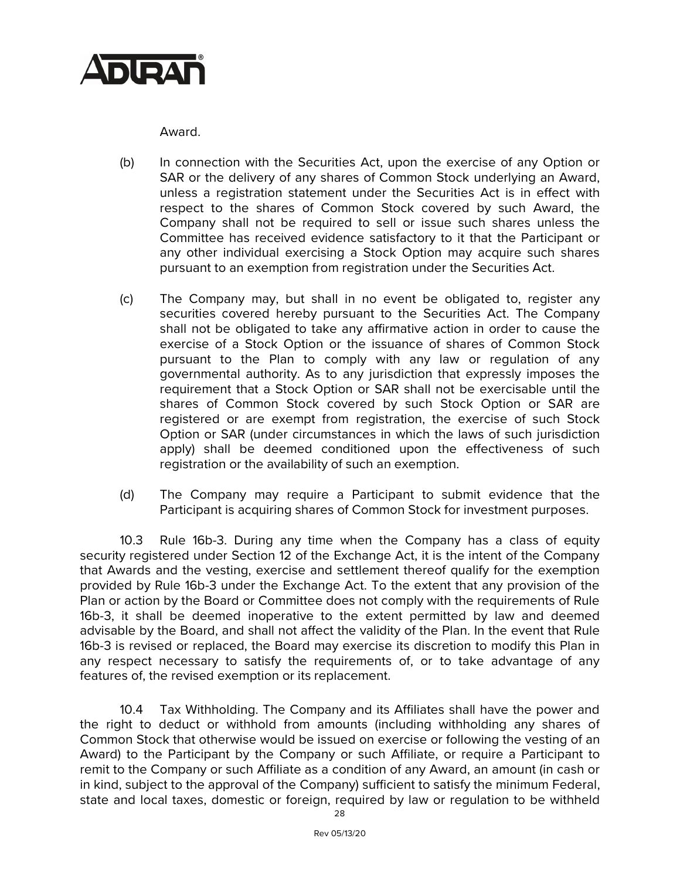Award.

(b) In connection with the Securities Act, upon the exercise of any Option or SAR or the delivery of any shares of Common Stock underlying an Award, unless a registration statement under the Securities Act is in effect with respect to the shares of Common Stock covered by such Award, the Company shall not be required to sell or issue such shares unless the Committee has received evidence satisfactory to it that the Participant or any other individual exercising a Stock Option may acquire such shares pursuant to an exemption from registration under the Securities Act.

(c) The Company may, but shall in no event be obligated to, register any securities covered hereby pursuant to the Securities Act. The Company shall not be obligated to take any affirmative action in order to cause the exercise of a Stock Option or the issuance of shares of Common Stock pursuant to the Plan to comply with any law or regulation of any governmental authority. As to any jurisdiction that expressly imposes the requirement that a Stock Option or SAR shall not be exercisable until the shares of Common Stock covered by such Stock Option or SAR are registered or are exempt from registration, the exercise of such Stock Option or SAR (under circumstances in which the laws of such jurisdiction apply) shall be deemed conditioned upon the effectiveness of such registration or the availability of such an exemption.

(d) The Company may require a Participant to submit evidence that the Participant is acquiring shares of Common Stock for investment purposes.

10.3 Rule 16b-3. During any time when the Company has a class of equity security registered under Section 12 of the Exchange Act, it is the intent of the Company that Awards and the vesting, exercise and settlement thereof qualify for the exemption provided by Rule 16b-3 under the Exchange Act. To the extent that any provision of the Plan or action by the Board or Committee does not comply with the requirements of Rule 16b-3, it shall be deemed inoperative to the extent permitted by law and deemed advisable by the Board, and shall not affect the validity of the Plan. In the event that Rule 16b-3 is revised or replaced, the Board may exercise its discretion to modify this Plan in any respect necessary to satisfy the requirements of, or to take advantage of any features of, the revised exemption or its replacement.

10.4 Tax Withholding. The Company and its Affiliates shall have the power and the right to deduct or withhold from amounts (including withholding any shares of Common Stock that otherwise would be issued on exercise or following the vesting of an Award) to the Participant by the Company or such Affiliate, or require a Participant to remit to the Company or such Affiliate as a condition of any Award, an amount (in cash or in kind, subject to the approval of the Company) sufficient to satisfy the minimum Federal, state and local taxes, domestic or foreign, required by law or regulation to be withheld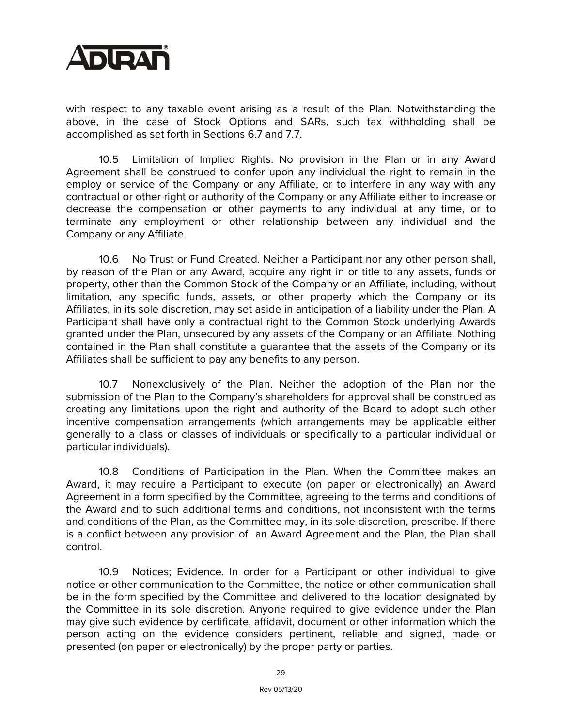with respect to any taxable event arising as a result of the Plan. Notwithstanding the above, in the case of Stock Options and SARs, such tax withholding shall be accomplished as set forth in Sections 6.7 and 7.7.

10.5 Limitation of Implied Rights. No provision in the Plan or in any Award Agreement shall be construed to confer upon any individual the right to remain in the employ or service of the Company or any Affiliate, or to interfere in any way with any contractual or other right or authority of the Company or any Affiliate either to increase or decrease the compensation or other payments to any individual at any time, or to terminate any employment or other relationship between any individual and the Company or any Affiliate.

10.6 No Trust or Fund Created. Neither a Participant nor any other person shall, by reason of the Plan or any Award, acquire any right in or title to any assets, funds or property, other than the Common Stock of the Company or an Affiliate, including, without limitation, any specific funds, assets, or other property which the Company or its Affiliates, in its sole discretion, may set aside in anticipation of a liability under the Plan. A Participant shall have only a contractual right to the Common Stock underlying Awards granted under the Plan, unsecured by any assets of the Company or an Affiliate. Nothing contained in the Plan shall constitute a guarantee that the assets of the Company or its Affiliates shall be sufficient to pay any benefits to any person.

10.7 Nonexclusively of the Plan. Neither the adoption of the Plan nor the submission of the Plan to the Company's shareholders for approval shall be construed as creating any limitations upon the right and authority of the Board to adopt such other incentive compensation arrangements (which arrangements may be applicable either generally to a class or classes of individuals or specifically to a particular individual or particular individuals).

10.8 Conditions of Participation in the Plan. When the Committee makes an Award, it may require a Participant to execute (on paper or electronically) an Award Agreement in a form specified by the Committee, agreeing to the terms and conditions of the Award and to such additional terms and conditions, not inconsistent with the terms and conditions of the Plan, as the Committee may, in its sole discretion, prescribe. If there is a conflict between any provision of an Award Agreement and the Plan, the Plan shall control.

10.9 Notices; Evidence. In order for a Participant or other individual to give notice or other communication to the Committee, the notice or other communication shall be in the form specified by the Committee and delivered to the location designated by the Committee in its sole discretion. Anyone required to give evidence under the Plan may give such evidence by certificate, affidavit, document or other information which the person acting on the evidence considers pertinent, reliable and signed, made or presented (on paper or electronically) by the proper party or parties.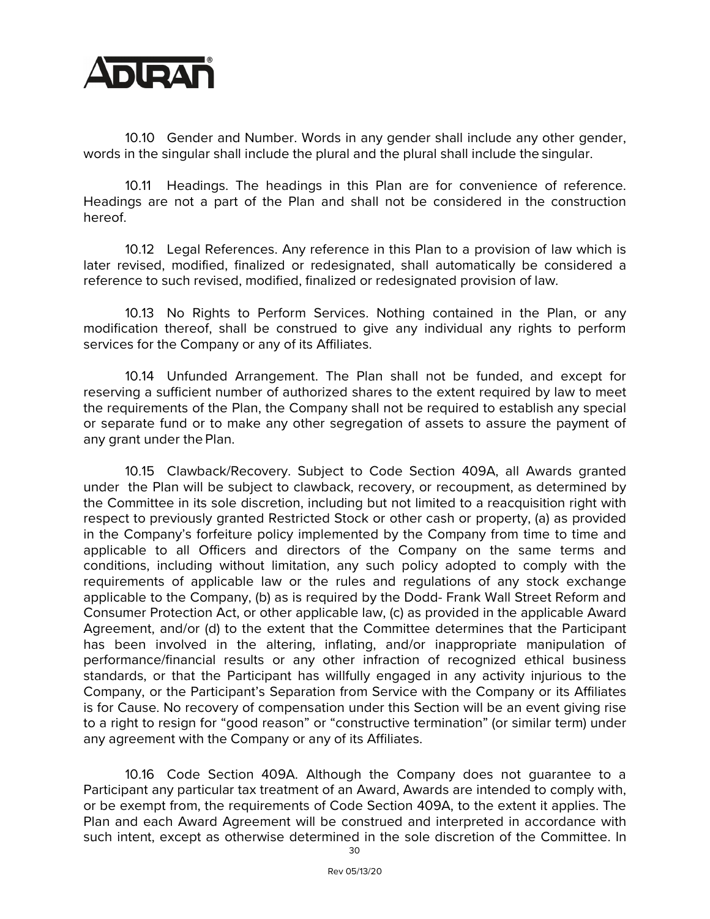10.10 Gender and Number. Words in any gender shall include any other gender, words in the singular shall include the plural and the plural shall include the singular.

10.11 Headings. The headings in this Plan are for convenience of reference. Headings are not a part of the Plan and shall not be considered in the construction hereof.

10.12 Legal References. Any reference in this Plan to a provision of law which is later revised, modified, finalized or redesignated, shall automatically be considered a reference to such revised, modified, finalized or redesignated provision of law.

10.13 No Rights to Perform Services. Nothing contained in the Plan, or any modification thereof, shall be construed to give any individual any rights to perform services for the Company or any of its Affiliates.

10.14 Unfunded Arrangement. The Plan shall not be funded, and except for reserving a sufficient number of authorized shares to the extent required by law to meet the requirements of the Plan, the Company shall not be required to establish any special or separate fund or to make any other segregation of assets to assure the payment of any grant under the Plan.

10.15 Clawback/Recovery. Subject to Code Section 409A, all Awards granted under the Plan will be subject to clawback, recovery, or recoupment, as determined by the Committee in its sole discretion, including but not limited to a reacquisition right with respect to previously granted Restricted Stock or other cash or property, (a) as provided in the Company's forfeiture policy implemented by the Company from time to time and applicable to all Officers and directors of the Company on the same terms and conditions, including without limitation, any such policy adopted to comply with the requirements of applicable law or the rules and regulations of any stock exchange applicable to the Company, (b) as is required by the Dodd- Frank Wall Street Reform and Consumer Protection Act, or other applicable law, (c) as provided in the applicable Award Agreement, and/or (d) to the extent that the Committee determines that the Participant has been involved in the altering, inflating, and/or inappropriate manipulation of performance/financial results or any other infraction of recognized ethical business standards, or that the Participant has willfully engaged in any activity injurious to the Company, or the Participant's Separation from Service with the Company or its Affiliates is for Cause. No recovery of compensation under this Section will be an event giving rise to a right to resign for "good reason" or "constructive termination" (or similar term) under any agreement with the Company or any of its Affiliates.

10.16 Code Section 409A. Although the Company does not guarantee to a Participant any particular tax treatment of an Award, Awards are intended to comply with, or be exempt from, the requirements of Code Section 409A, to the extent it applies. The Plan and each Award Agreement will be construed and interpreted in accordance with such intent, except as otherwise determined in the sole discretion of the Committee. In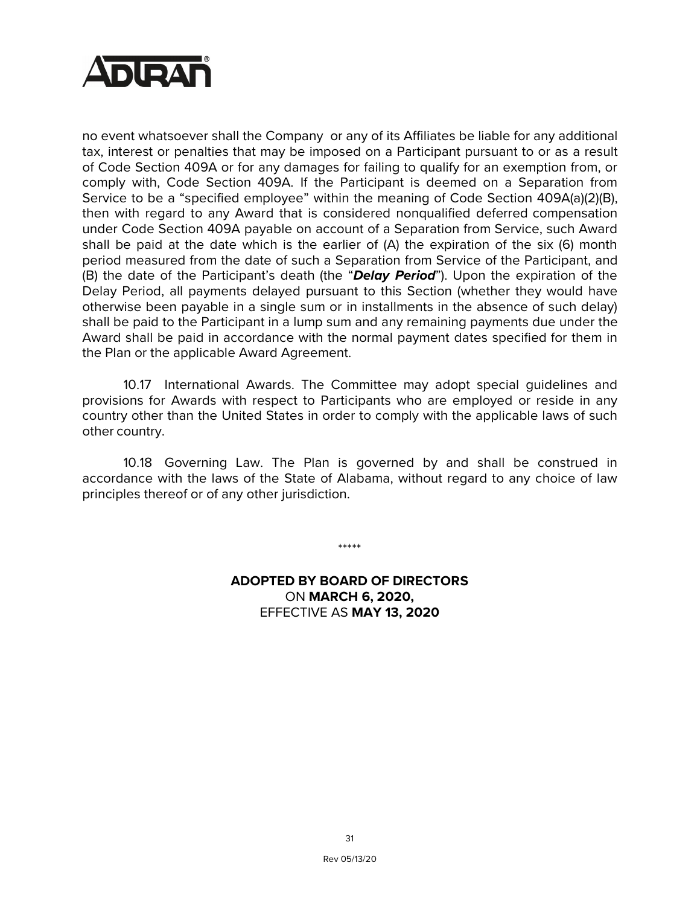no event whatsoever shall the Company or any of its Affiliates be liable for any additional tax, interest or penalties that may be imposed on a Participant pursuant to or as a result of Code Section 409A or for any damages for failing to qualify for an exemption from, or comply with, Code Section 409A. If the Participant is deemed on a Separation from Service to be a "specified employee" within the meaning of Code Section 409A(a)(2)(B), then with regard to any Award that is considered nonqualified deferred compensation under Code Section 409A payable on account of a Separation from Service, such Award shall be paid at the date which is the earlier of (A) the expiration of the six (6) month period measured from the date of such a Separation from Service of the Participant, and (B) the date of the Participant's death (the "***Delay Period***"). Upon the expiration of the Delay Period, all payments delayed pursuant to this Section (whether they would have otherwise been payable in a single sum or in installments in the absence of such delay) shall be paid to the Participant in a lump sum and any remaining payments due under the Award shall be paid in accordance with the normal payment dates specified for them in the Plan or the applicable Award Agreement.

10.17 International Awards. The Committee may adopt special guidelines and provisions for Awards with respect to Participants who are employed or reside in any country other than the United States in order to comply with the applicable laws of such other country.

10.18 Governing Law. The Plan is governed by and shall be construed in accordance with the laws of the State of Alabama, without regard to any choice of law principles thereof or of any other jurisdiction.

*****

**ADOPTED BY BOARD OF DIRECTORS**
ON **MARCH 6, 2020,**
EFFECTIVE AS **MAY 13, 2020**